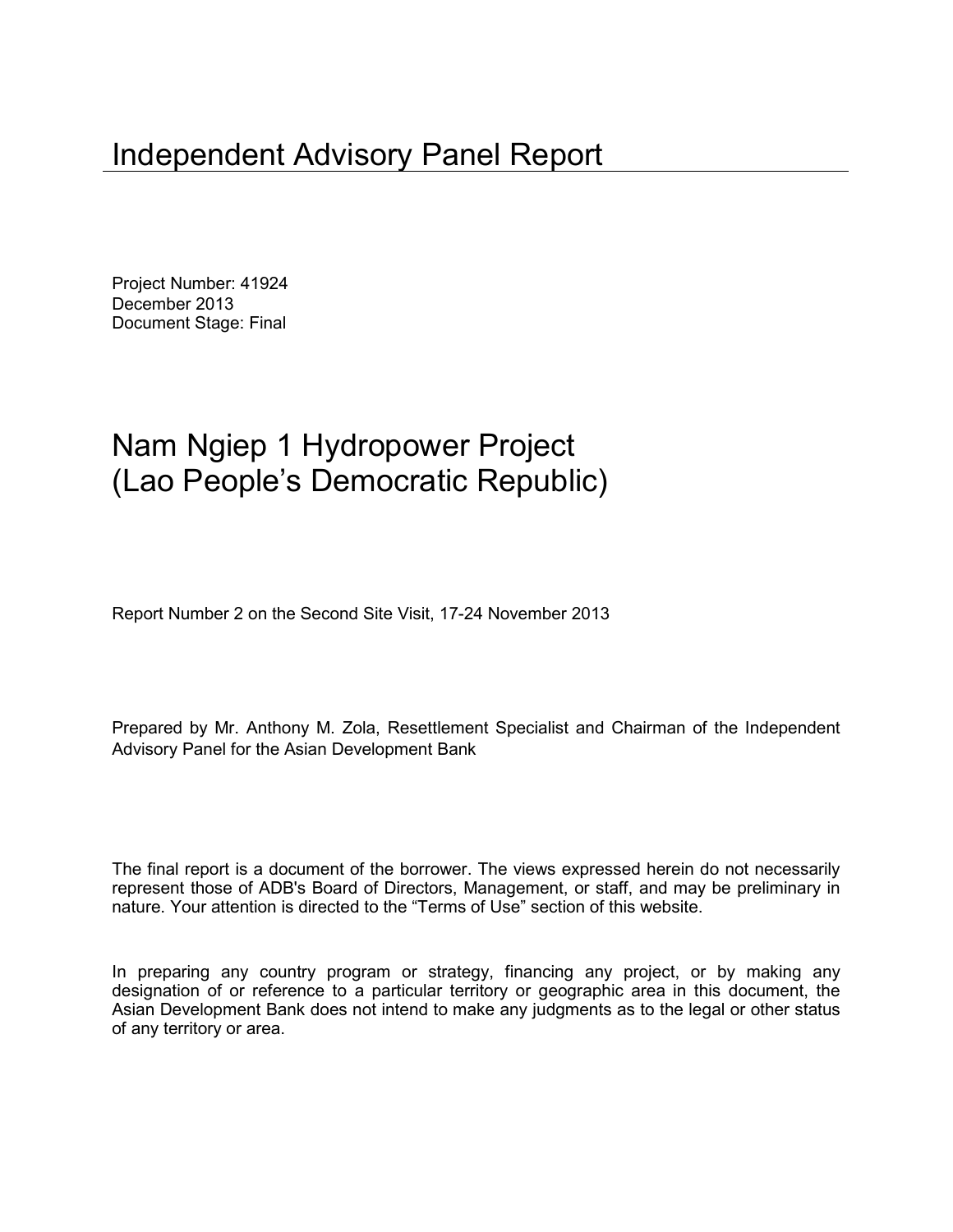# Independent Advisory Panel Report

Project Number: 41924
December 2013
Document Stage: Final

# Nam Ngiep 1 Hydropower Project (Lao People's Democratic Republic)

Report Number 2 on the Second Site Visit, 17-24 November 2013

Prepared by Mr. Anthony M. Zola, Resettlement Specialist and Chairman of the Independent Advisory Panel for the Asian Development Bank

The final report is a document of the borrower. The views expressed herein do not necessarily represent those of ADB's Board of Directors, Management, or staff, and may be preliminary in nature. Your attention is directed to the "Terms of Use" section of this website.

In preparing any country program or strategy, financing any project, or by making any designation of or reference to a particular territory or geographic area in this document, the Asian Development Bank does not intend to make any judgments as to the legal or other status of any territory or area.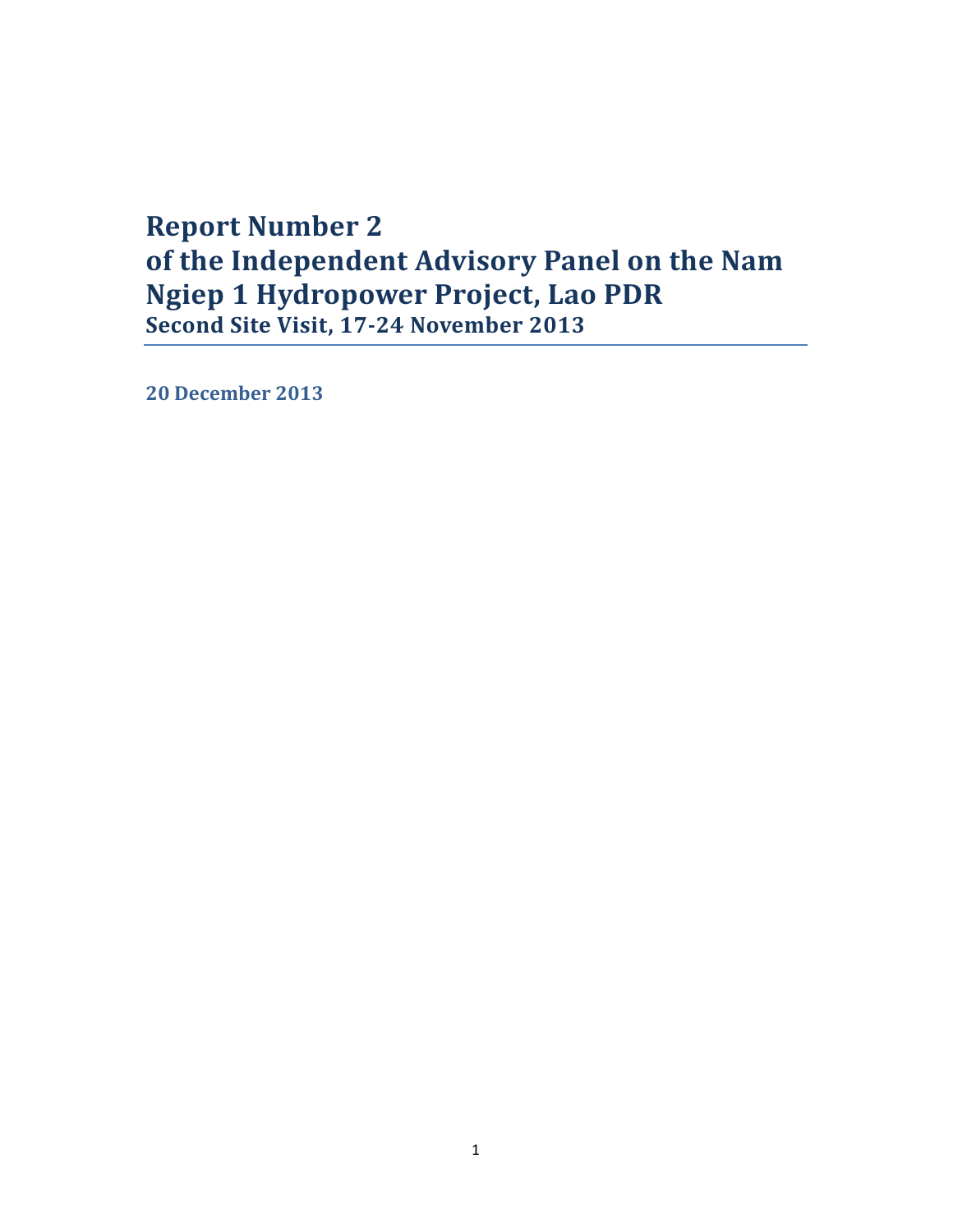# Report Number 2 of the Independent Advisory Panel on the Nam Ngiep 1 Hydropower Project, Lao PDR

**Second Site Visit, 17-24 November 2013**

**20 December 2013**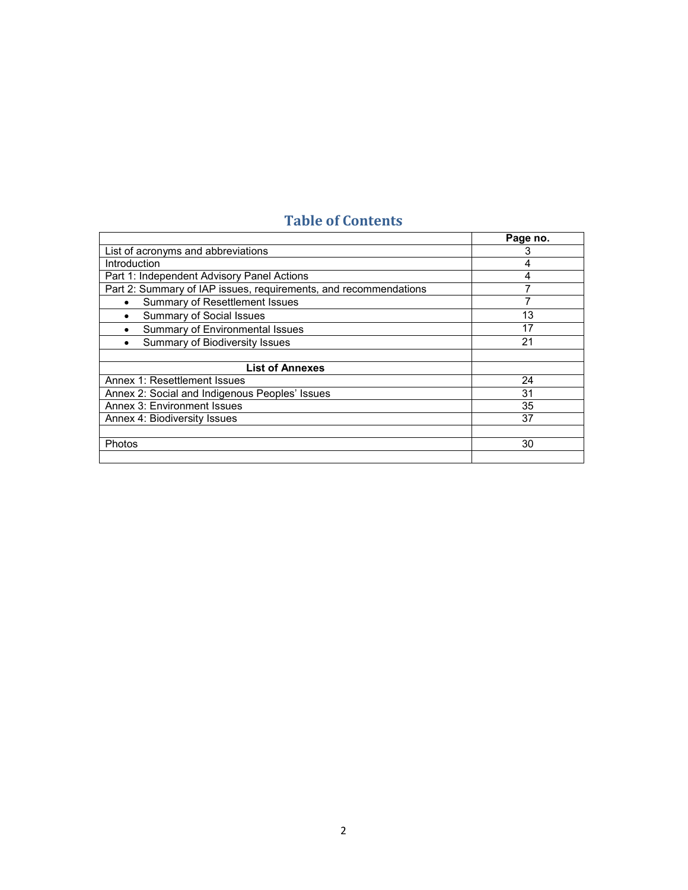## Table of Contents

| | Page no. |
|---|---|
| List of acronyms and abbreviations | 3 |
| Introduction | 4 |
| Part 1: Independent Advisory Panel Actions | 4 |
| Part 2: Summary of IAP issues, requirements, and recommendations | 7 |
| • Summary of Resettlement Issues | 7 |
| • Summary of Social Issues | 13 |
| • Summary of Environmental Issues | 17 |
| • Summary of Biodiversity Issues | 21 |
| | |
| **List of Annexes** | |
| Annex 1: Resettlement Issues | 24 |
| Annex 2: Social and Indigenous Peoples' Issues | 31 |
| Annex 3: Environment Issues | 35 |
| Annex 4: Biodiversity Issues | 37 |
| | |
| Photos | 30 |
| | |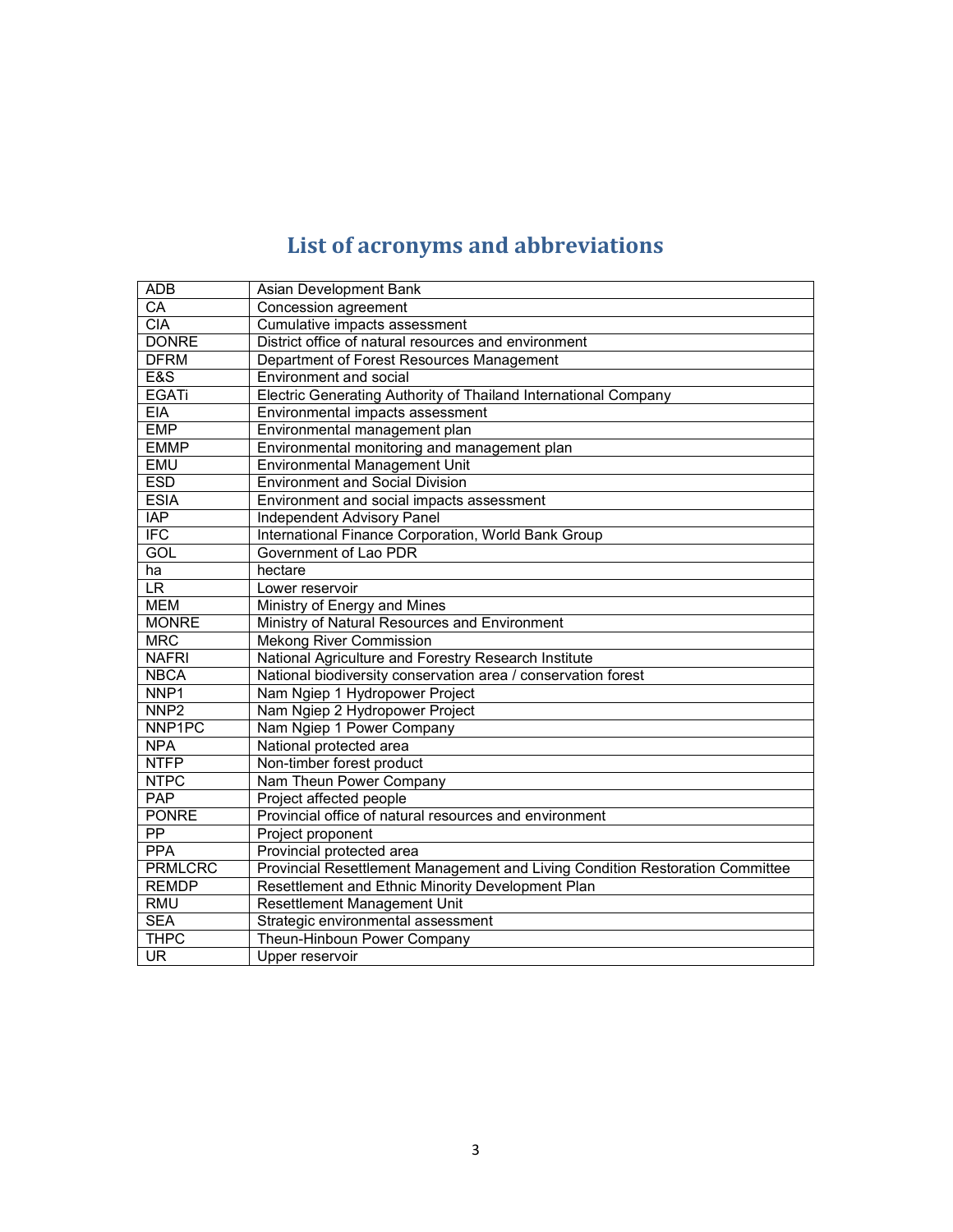# List of acronyms and abbreviations

| | |
|---|---|
| ADB | Asian Development Bank |
| CA | Concession agreement |
| CIA | Cumulative impacts assessment |
| DONRE | District office of natural resources and environment |
| DFRM | Department of Forest Resources Management |
| E&S | Environment and social |
| EGATi | Electric Generating Authority of Thailand International Company |
| EIA | Environmental impacts assessment |
| EMP | Environmental management plan |
| EMMP | Environmental monitoring and management plan |
| EMU | Environmental Management Unit |
| ESD | Environment and Social Division |
| ESIA | Environment and social impacts assessment |
| IAP | Independent Advisory Panel |
| IFC | International Finance Corporation, World Bank Group |
| GOL | Government of Lao PDR |
| ha | hectare |
| LR | Lower reservoir |
| MEM | Ministry of Energy and Mines |
| MONRE | Ministry of Natural Resources and Environment |
| MRC | Mekong River Commission |
| NAFRI | National Agriculture and Forestry Research Institute |
| NBCA | National biodiversity conservation area / conservation forest |
| NNP1 | Nam Ngiep 1 Hydropower Project |
| NNP2 | Nam Ngiep 2 Hydropower Project |
| NNP1PC | Nam Ngiep 1 Power Company |
| NPA | National protected area |
| NTFP | Non-timber forest product |
| NTPC | Nam Theun Power Company |
| PAP | Project affected people |
| PONRE | Provincial office of natural resources and environment |
| PP | Project proponent |
| PPA | Provincial protected area |
| PRMLCRC | Provincial Resettlement Management and Living Condition Restoration Committee |
| REMDP | Resettlement and Ethnic Minority Development Plan |
| RMU | Resettlement Management Unit |
| SEA | Strategic environmental assessment |
| THPC | Theun-Hinboun Power Company |
| UR | Upper reservoir |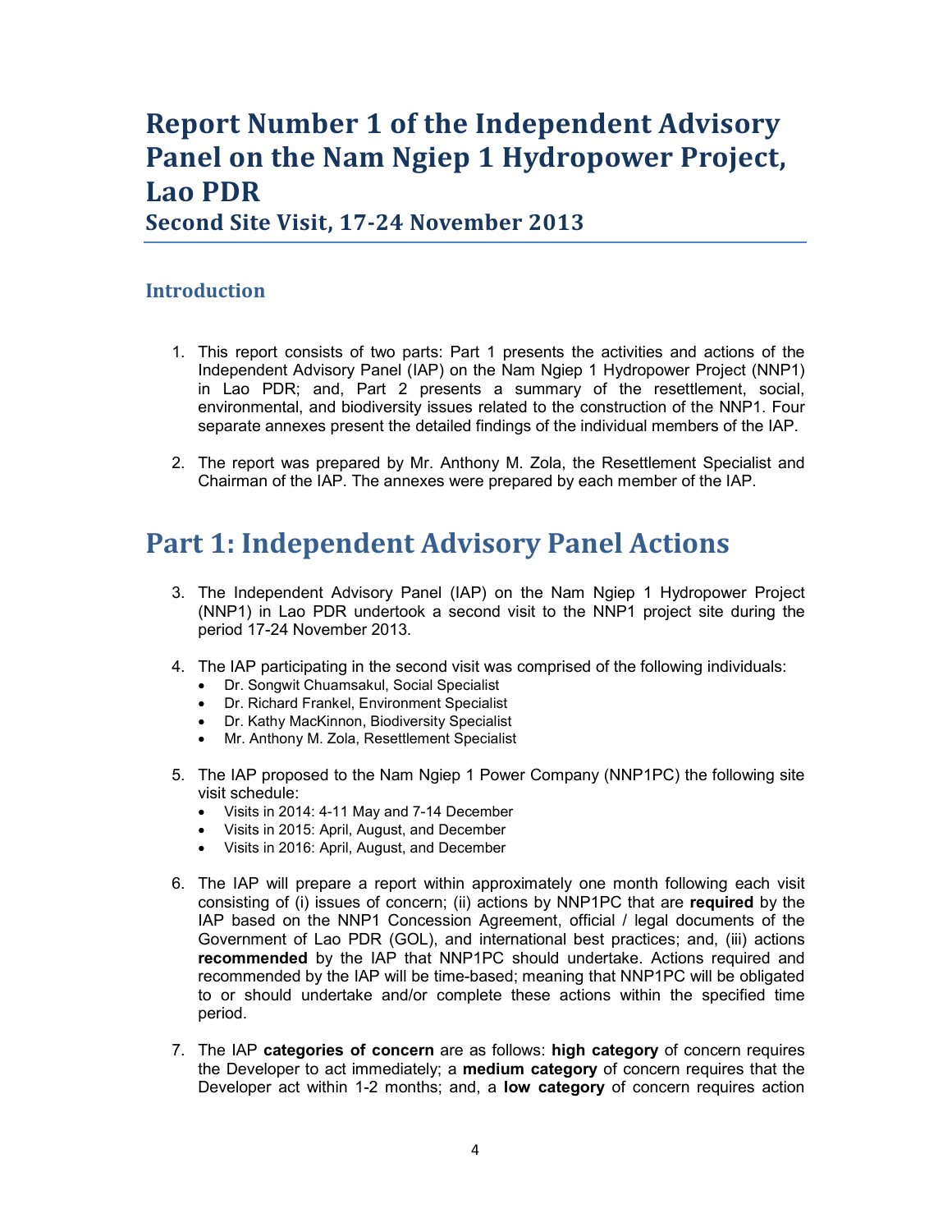# Report Number 1 of the Independent Advisory Panel on the Nam Ngiep 1 Hydropower Project, Lao PDR

## Second Site Visit, 17-24 November 2013

### Introduction

1. This report consists of two parts: Part 1 presents the activities and actions of the Independent Advisory Panel (IAP) on the Nam Ngiep 1 Hydropower Project (NNP1) in Lao PDR; and, Part 2 presents a summary of the resettlement, social, environmental, and biodiversity issues related to the construction of the NNP1. Four separate annexes present the detailed findings of the individual members of the IAP.

2. The report was prepared by Mr. Anthony M. Zola, the Resettlement Specialist and Chairman of the IAP. The annexes were prepared by each member of the IAP.

# Part 1: Independent Advisory Panel Actions

3. The Independent Advisory Panel (IAP) on the Nam Ngiep 1 Hydropower Project (NNP1) in Lao PDR undertook a second visit to the NNP1 project site during the period 17-24 November 2013.

4. The IAP participating in the second visit was comprised of the following individuals:
   - Dr. Songwit Chuamsakul, Social Specialist
   - Dr. Richard Frankel, Environment Specialist
   - Dr. Kathy MacKinnon, Biodiversity Specialist
   - Mr. Anthony M. Zola, Resettlement Specialist

5. The IAP proposed to the Nam Ngiep 1 Power Company (NNP1PC) the following site visit schedule:
   - Visits in 2014: 4-11 May and 7-14 December
   - Visits in 2015: April, August, and December
   - Visits in 2016: April, August, and December

6. The IAP will prepare a report within approximately one month following each visit consisting of (i) issues of concern; (ii) actions by NNP1PC that are **required** by the IAP based on the NNP1 Concession Agreement, official / legal documents of the Government of Lao PDR (GOL), and international best practices; and, (iii) actions **recommended** by the IAP that NNP1PC should undertake. Actions required and recommended by the IAP will be time-based; meaning that NNP1PC will be obligated to or should undertake and/or complete these actions within the specified time period.

7. The IAP **categories of concern** are as follows: **high category** of concern requires the Developer to act immediately; a **medium category** of concern requires that the Developer act within 1-2 months; and, a **low category** of concern requires action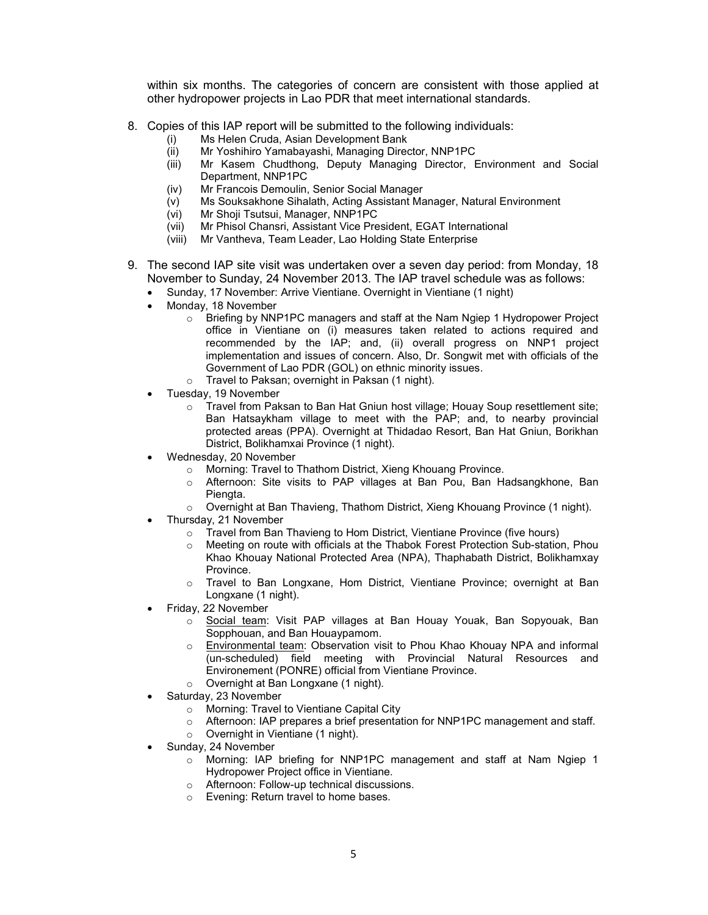within six months. The categories of concern are consistent with those applied at other hydropower projects in Lao PDR that meet international standards.

8. Copies of this IAP report will be submitted to the following individuals:
   (i) Ms Helen Cruda, Asian Development Bank
   (ii) Mr Yoshihiro Yamabayashi, Managing Director, NNP1PC
   (iii) Mr Kasem Chudthong, Deputy Managing Director, Environment and Social Department, NNP1PC
   (iv) Mr Francois Demoulin, Senior Social Manager
   (v) Ms Souksakhone Sihalath, Acting Assistant Manager, Natural Environment
   (vi) Mr Shoji Tsutsui, Manager, NNP1PC
   (vii) Mr Phisol Chansri, Assistant Vice President, EGAT International
   (viii) Mr Vantheva, Team Leader, Lao Holding State Enterprise

9. The second IAP site visit was undertaken over a seven day period: from Monday, 18 November to Sunday, 24 November 2013. The IAP travel schedule was as follows:
   - Sunday, 17 November: Arrive Vientiane. Overnight in Vientiane (1 night)
   - Monday, 18 November
     - Briefing by NNP1PC managers and staff at the Nam Ngiep 1 Hydropower Project office in Vientiane on (i) measures taken related to actions required and recommended by the IAP; and, (ii) overall progress on NNP1 project implementation and issues of concern. Also, Dr. Songwit met with officials of the Government of Lao PDR (GOL) on ethnic minority issues.
     - Travel to Paksan; overnight in Paksan (1 night).
   - Tuesday, 19 November
     - Travel from Paksan to Ban Hat Gniun host village; Houay Soup resettlement site; Ban Hatsaykham village to meet with the PAP; and, to nearby provincial protected areas (PPA). Overnight at Thidadao Resort, Ban Hat Gniun, Borikhan District, Bolikhamxai Province (1 night).
   - Wednesday, 20 November
     - Morning: Travel to Thathom District, Xieng Khouang Province.
     - Afternoon: Site visits to PAP villages at Ban Pou, Ban Hadsangkhone, Ban Piengta.
     - Overnight at Ban Thavieng, Thathom District, Xieng Khouang Province (1 night).
   - Thursday, 21 November
     - Travel from Ban Thavieng to Hom District, Vientiane Province (five hours)
     - Meeting on route with officials at the Thabok Forest Protection Sub-station, Phou Khao Khouay National Protected Area (NPA), Thaphabath District, Bolikhamxay Province.
     - Travel to Ban Longxane, Hom District, Vientiane Province; overnight at Ban Longxane (1 night).
   - Friday, 22 November
     - <u>Social team</u>: Visit PAP villages at Ban Houay Youak, Ban Sopyouak, Ban Sopphouan, and Ban Houaypamom.
     - <u>Environmental team</u>: Observation visit to Phou Khao Khouay NPA and informal (un-scheduled) field meeting with Provincial Natural Resources and Environement (PONRE) official from Vientiane Province.
     - Overnight at Ban Longxane (1 night).
   - Saturday, 23 November
     - Morning: Travel to Vientiane Capital City
     - Afternoon: IAP prepares a brief presentation for NNP1PC management and staff.
     - Overnight in Vientiane (1 night).
   - Sunday, 24 November
     - Morning: IAP briefing for NNP1PC management and staff at Nam Ngiep 1 Hydropower Project office in Vientiane.
     - Afternoon: Follow-up technical discussions.
     - Evening: Return travel to home bases.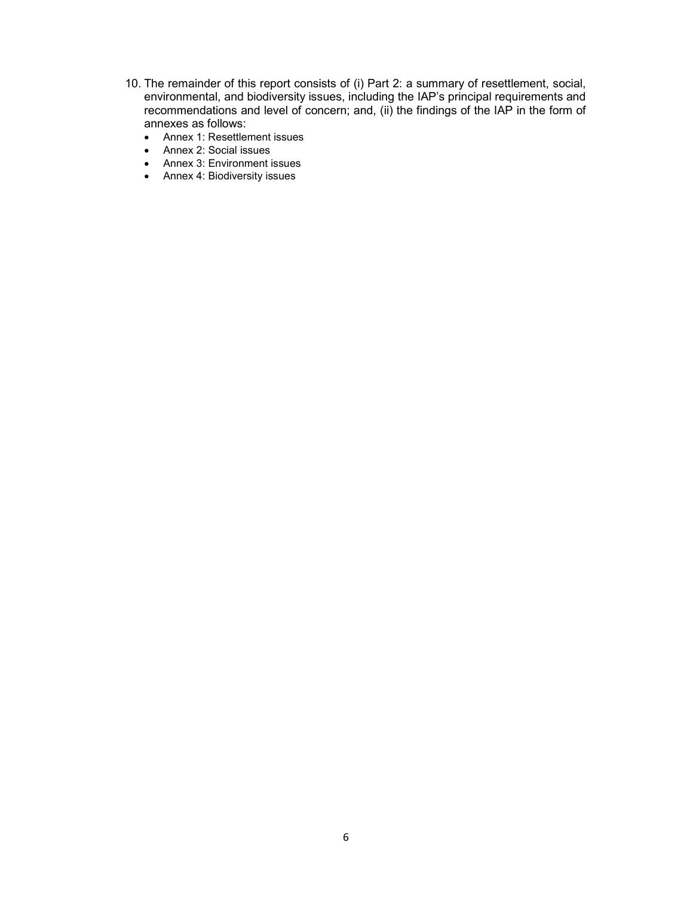10. The remainder of this report consists of (i) Part 2: a summary of resettlement, social, environmental, and biodiversity issues, including the IAP's principal requirements and recommendations and level of concern; and, (ii) the findings of the IAP in the form of annexes as follows:
    - Annex 1: Resettlement issues
    - Annex 2: Social issues
    - Annex 3: Environment issues
    - Annex 4: Biodiversity issues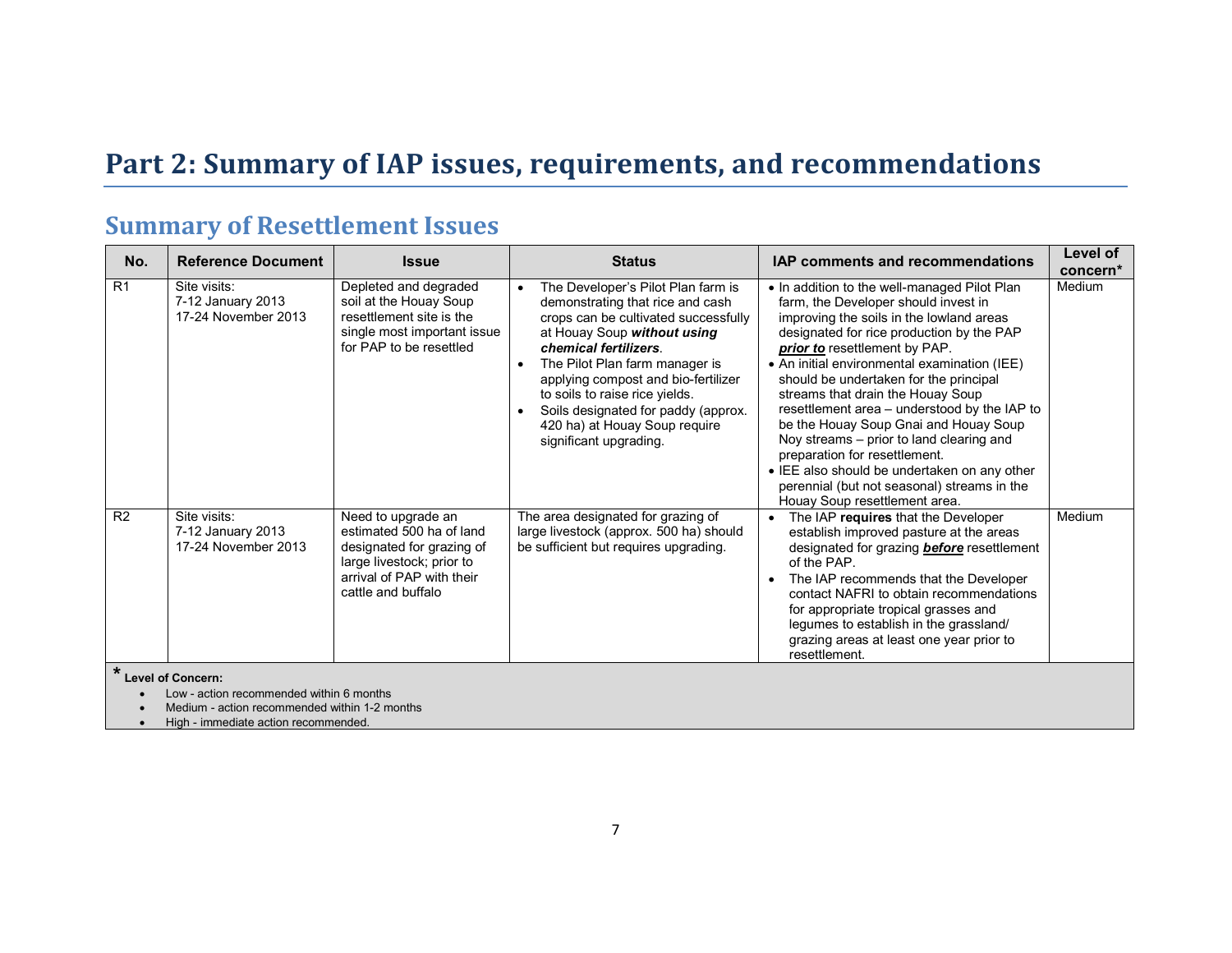# Part 2: Summary of IAP issues, requirements, and recommendations

## Summary of Resettlement Issues

| No. | Reference Document | Issue | Status | IAP comments and recommendations | Level of concern* |
|---|---|---|---|---|---|
| R1 | Site visits:<br>7-12 January 2013<br>17-24 November 2013 | Depleted and degraded soil at the Houay Soup resettlement site is the single most important issue for PAP to be resettled | • The Developer's Pilot Plan farm is demonstrating that rice and cash crops can be cultivated successfully at Houay Soup ***without using chemical fertilizers***.<br>• The Pilot Plan farm manager is applying compost and bio-fertilizer to soils to raise rice yields.<br>• Soils designated for paddy (approx. 420 ha) at Houay Soup require significant upgrading. | • In addition to the well-managed Pilot Plan farm, the Developer should invest in improving the soils in the lowland areas designated for rice production by the PAP ***prior to*** resettlement by PAP.<br>• An initial environmental examination (IEE) should be undertaken for the principal streams that drain the Houay Soup resettlement area – understood by the IAP to be the Houay Soup Gnai and Houay Soup Noy streams – prior to land clearing and preparation for resettlement.<br>• IEE also should be undertaken on any other perennial (but not seasonal) streams in the Houay Soup resettlement area. | Medium |
| R2 | Site visits:<br>7-12 January 2013<br>17-24 November 2013 | Need to upgrade an estimated 500 ha of land designated for grazing of large livestock; prior to arrival of PAP with their cattle and buffalo | The area designated for grazing of large livestock (approx. 500 ha) should be sufficient but requires upgrading. | • The IAP **requires** that the Developer establish improved pasture at the areas designated for grazing ***before*** resettlement of the PAP.<br>• The IAP recommends that the Developer contact NAFRI to obtain recommendations for appropriate tropical grasses and legumes to establish in the grassland/ grazing areas at least one year prior to resettlement. | Medium |

\* **Level of Concern:**

- Low - action recommended within 6 months
- Medium - action recommended within 1-2 months
- High - immediate action recommended.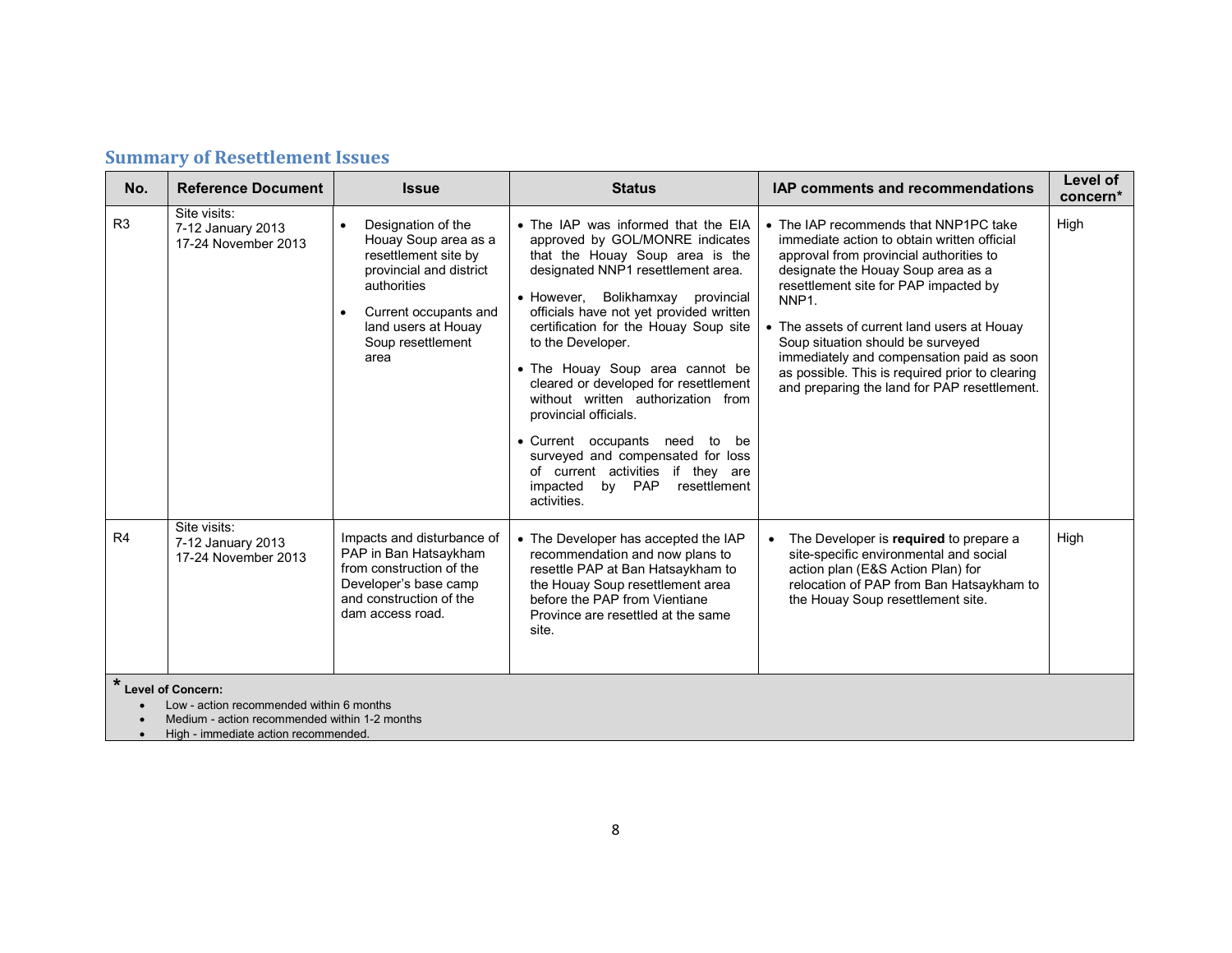## Summary of Resettlement Issues

| No. | Reference Document | Issue | Status | IAP comments and recommendations | Level of concern* |
|---|---|---|---|---|---|
| R3 | Site visits:<br>7-12 January 2013<br>17-24 November 2013 | • Designation of the Houay Soup area as a resettlement site by provincial and district authorities<br>• Current occupants and land users at Houay Soup resettlement area | • The IAP was informed that the EIA approved by GOL/MONRE indicates that the Houay Soup area is the designated NNP1 resettlement area.<br>• However, Bolikhamxay provincial officials have not yet provided written certification for the Houay Soup site to the Developer.<br>• The Houay Soup area cannot be cleared or developed for resettlement without written authorization from provincial officials.<br>• Current occupants need to be surveyed and compensated for loss of current activities if they are impacted by PAP resettlement activities. | • The IAP recommends that NNP1PC take immediate action to obtain written official approval from provincial authorities to designate the Houay Soup area as a resettlement site for PAP impacted by NNP1.<br>• The assets of current land users at Houay Soup situation should be surveyed immediately and compensation paid as soon as possible. This is required prior to clearing and preparing the land for PAP resettlement. | High |
| R4 | Site visits:<br>7-12 January 2013<br>17-24 November 2013 | Impacts and disturbance of PAP in Ban Hatsaykham from construction of the Developer's base camp and construction of the dam access road. | • The Developer has accepted the IAP recommendation and now plans to resettle PAP at Ban Hatsaykham to the Houay Soup resettlement area before the PAP from Vientiane Province are resettled at the same site. | • The Developer is **required** to prepare a site-specific environmental and social action plan (E&S Action Plan) for relocation of PAP from Ban Hatsaykham to the Houay Soup resettlement site. | High |

**\* Level of Concern:**

- Low - action recommended within 6 months
- Medium - action recommended within 1-2 months
- High - immediate action recommended.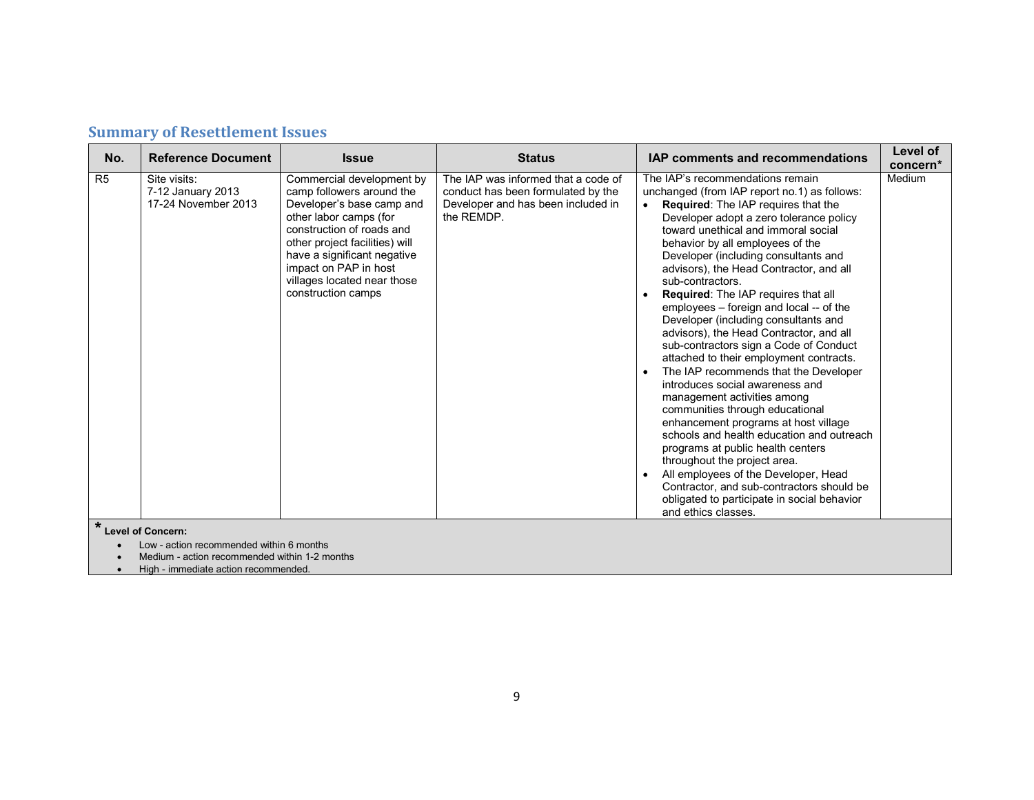## Summary of Resettlement Issues

| No. | Reference Document | Issue | Status | IAP comments and recommendations | Level of concern* |
|---|---|---|---|---|---|
| R5 | Site visits:<br>7-12 January 2013<br>17-24 November 2013 | Commercial development by camp followers around the Developer's base camp and other labor camps (for construction of roads and other project facilities) will have a significant negative impact on PAP in host villages located near those construction camps | The IAP was informed that a code of conduct has been formulated by the Developer and has been included in the REMDP. | The IAP's recommendations remain unchanged (from IAP report no.1) as follows:<br>• **Required**: The IAP requires that the Developer adopt a zero tolerance policy toward unethical and immoral social behavior by all employees of the Developer (including consultants and advisors), the Head Contractor, and all sub-contractors.<br>• **Required**: The IAP requires that all employees – foreign and local -- of the Developer (including consultants and advisors), the Head Contractor, and all sub-contractors sign a Code of Conduct attached to their employment contracts.<br>• The IAP recommends that the Developer introduces social awareness and management activities among communities through educational enhancement programs at host village schools and health education and outreach programs at public health centers throughout the project area.<br>• All employees of the Developer, Head Contractor, and sub-contractors should be obligated to participate in social behavior and ethics classes. | Medium |

**\* Level of Concern:**

- Low - action recommended within 6 months
- Medium - action recommended within 1-2 months
- High - immediate action recommended.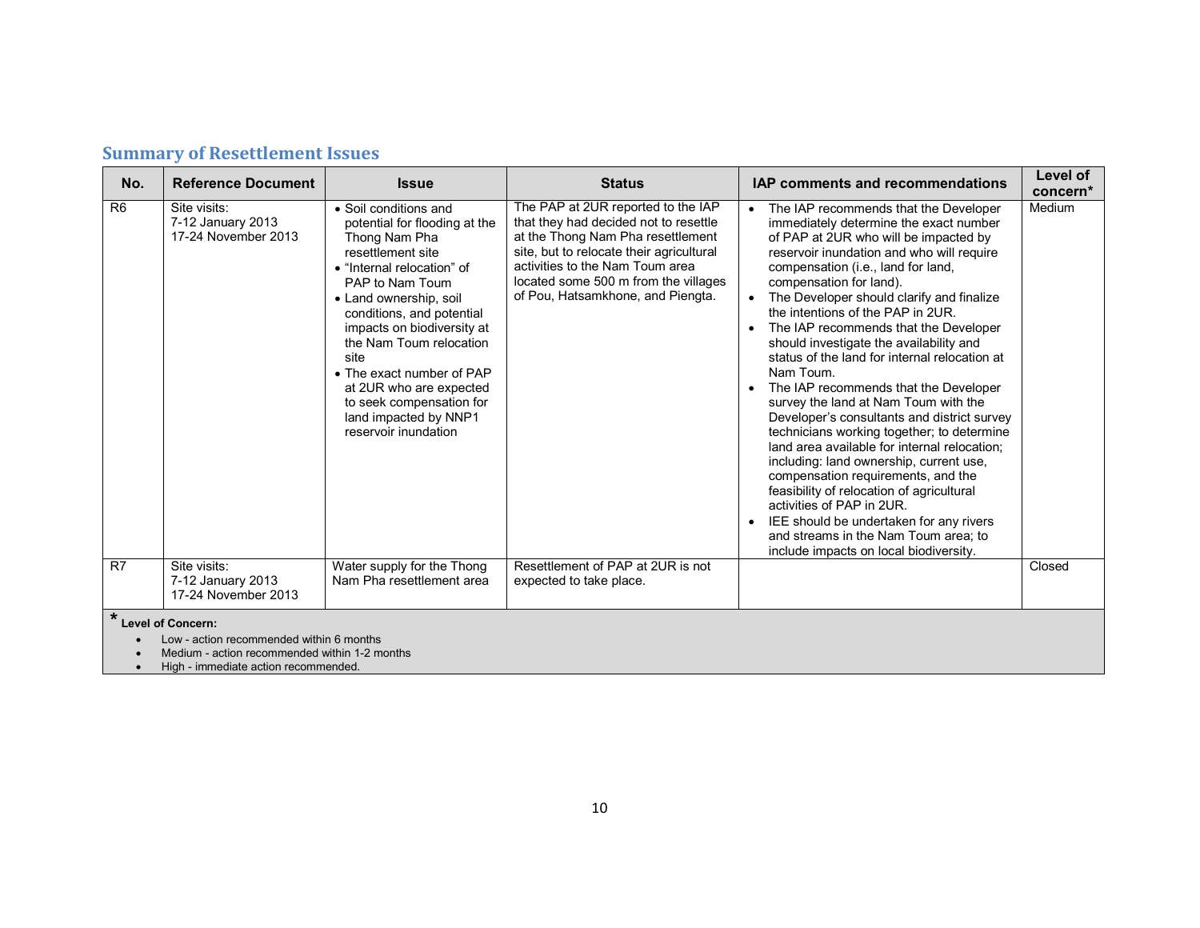## Summary of Resettlement Issues

| No. | Reference Document | Issue | Status | IAP comments and recommendations | Level of concern* |
|---|---|---|---|---|---|
| R6 | Site visits:<br>7-12 January 2013<br>17-24 November 2013 | • Soil conditions and potential for flooding at the Thong Nam Pha resettlement site<br>• "Internal relocation" of PAP to Nam Toum<br>• Land ownership, soil conditions, and potential impacts on biodiversity at the Nam Toum relocation site<br>• The exact number of PAP at 2UR who are expected to seek compensation for land impacted by NNP1 reservoir inundation | The PAP at 2UR reported to the IAP that they had decided not to resettle at the Thong Nam Pha resettlement site, but to relocate their agricultural activities to the Nam Toum area located some 500 m from the villages of Pou, Hatsamkhone, and Piengta. | • The IAP recommends that the Developer immediately determine the exact number of PAP at 2UR who will be impacted by reservoir inundation and who will require compensation (i.e., land for land, compensation for land).<br>• The Developer should clarify and finalize the intentions of the PAP in 2UR.<br>• The IAP recommends that the Developer should investigate the availability and status of the land for internal relocation at Nam Toum.<br>• The IAP recommends that the Developer survey the land at Nam Toum with the Developer's consultants and district survey technicians working together; to determine land area available for internal relocation; including: land ownership, current use, compensation requirements, and the feasibility of relocation of agricultural activities of PAP in 2UR.<br>• IEE should be undertaken for any rivers and streams in the Nam Toum area; to include impacts on local biodiversity. | Medium |
| R7 | Site visits:<br>7-12 January 2013<br>17-24 November 2013 | Water supply for the Thong Nam Pha resettlement area | Resettlement of PAP at 2UR is not expected to take place. | | Closed |

*** Level of Concern:**

- Low - action recommended within 6 months
- Medium - action recommended within 1-2 months
- High - immediate action recommended.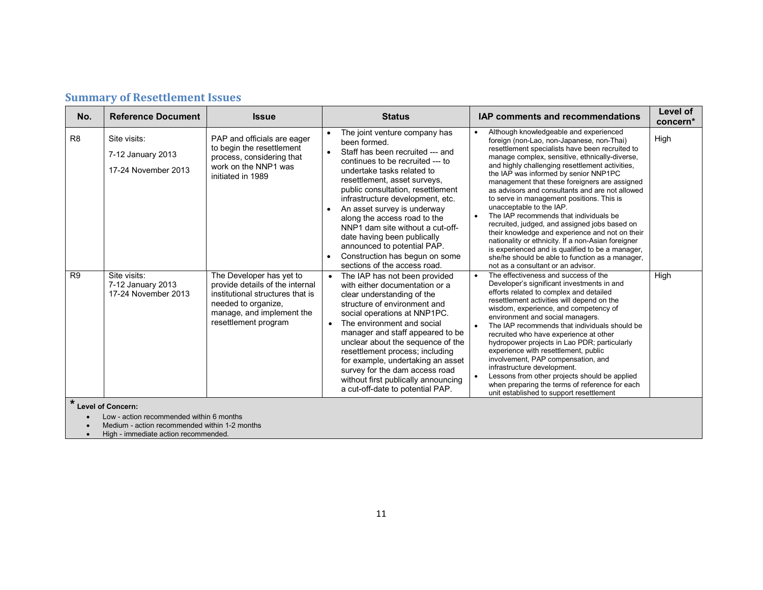## Summary of Resettlement Issues

| No. | Reference Document | Issue | Status | IAP comments and recommendations | Level of concern* |
|---|---|---|---|---|---|
| R8 | Site visits:<br>7-12 January 2013<br>17-24 November 2013 | PAP and officials are eager to begin the resettlement process, considering that work on the NNP1 was initiated in 1989 | • The joint venture company has been formed.<br>• Staff has been recruited --- and continues to be recruited --- to undertake tasks related to resettlement, asset surveys, public consultation, resettlement infrastructure development, etc.<br>• An asset survey is underway along the access road to the NNP1 dam site without a cut-off-date having been publically announced to potential PAP.<br>• Construction has begun on some sections of the access road. | • Although knowledgeable and experienced foreign (non-Lao, non-Japanese, non-Thai) resettlement specialists have been recruited to manage complex, sensitive, ethnically-diverse, and highly challenging resettlement activities, the IAP was informed by senior NNP1PC management that these foreigners are assigned as advisors and consultants and are not allowed to serve in management positions. This is unacceptable to the IAP.<br>• The IAP recommends that individuals be recruited, judged, and assigned jobs based on their knowledge and experience and not on their nationality or ethnicity. If a non-Asian foreigner is experienced and is qualified to be a manager, she/he should be able to function as a manager, not as a consultant or an advisor. | High |
| R9 | Site visits:<br>7-12 January 2013<br>17-24 November 2013 | The Developer has yet to provide details of the internal institutional structures that is needed to organize, manage, and implement the resettlement program | • The IAP has not been provided with either documentation or a clear understanding of the structure of environment and social operations at NNP1PC.<br>• The environment and social manager and staff appeared to be unclear about the sequence of the resettlement process; including for example, undertaking an asset survey for the dam access road without first publically announcing a cut-off-date to potential PAP. | • The effectiveness and success of the Developer's significant investments in and efforts related to complex and detailed resettlement activities will depend on the wisdom, experience, and competency of environment and social managers.<br>• The IAP recommends that individuals should be recruited who have experience at other hydropower projects in Lao PDR; particularly experience with resettlement, public involvement, PAP compensation, and infrastructure development.<br>• Lessons from other projects should be applied when preparing the terms of reference for each unit established to support resettlement | High |

\* **Level of Concern:**

- Low - action recommended within 6 months
- Medium - action recommended within 1-2 months
- High - immediate action recommended.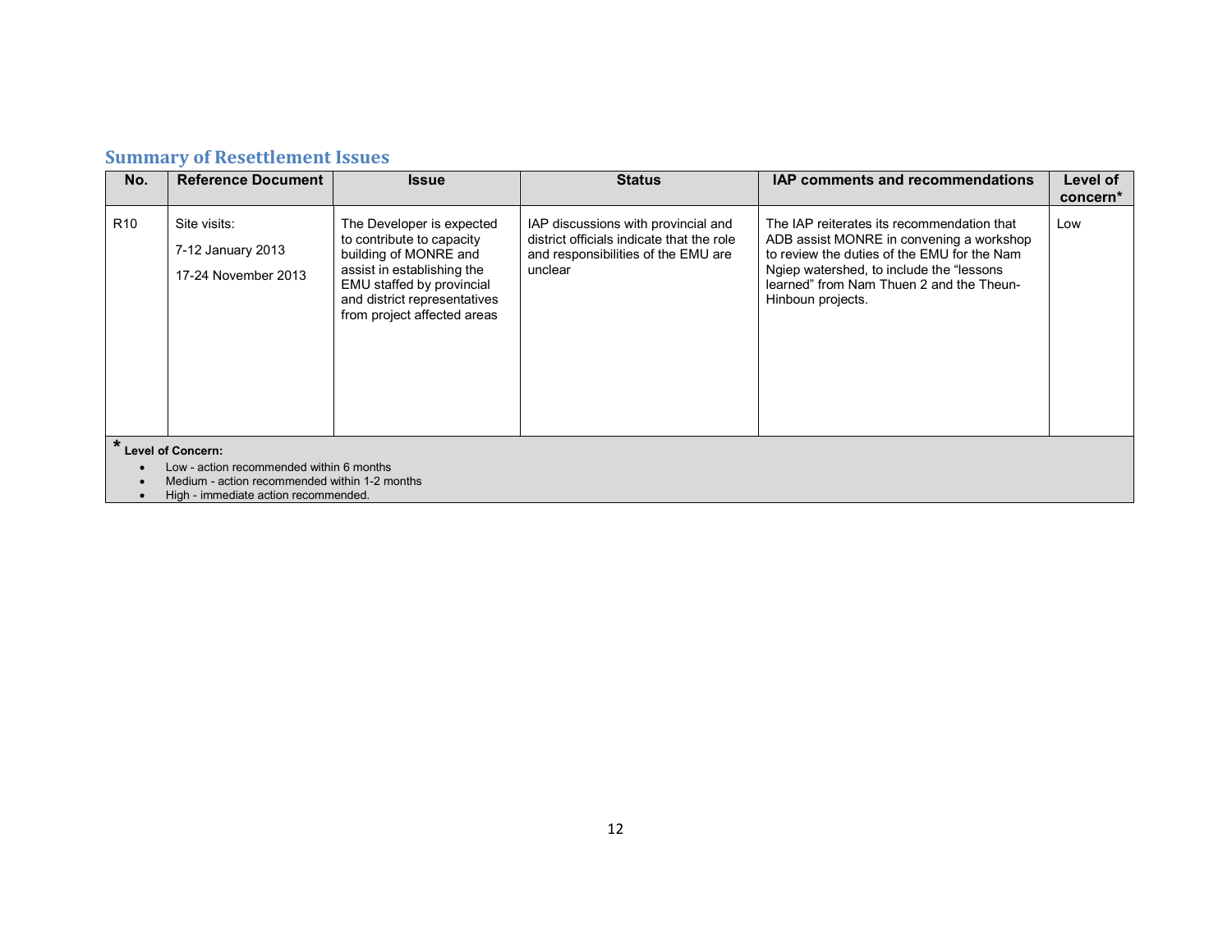## Summary of Resettlement Issues

| No. | Reference Document | Issue | Status | IAP comments and recommendations | Level of concern* |
|---|---|---|---|---|---|
| R10 | Site visits: 7-12 January 2013 17-24 November 2013 | The Developer is expected to contribute to capacity building of MONRE and assist in establishing the EMU staffed by provincial and district representatives from project affected areas | IAP discussions with provincial and district officials indicate that the role and responsibilities of the EMU are unclear | The IAP reiterates its recommendation that ADB assist MONRE in convening a workshop to review the duties of the EMU for the Nam Ngiep watershed, to include the "lessons learned" from Nam Thuen 2 and the Theun-Hinboun projects. | Low |

**\* Level of Concern:**

- Low - action recommended within 6 months
- Medium - action recommended within 1-2 months
- High - immediate action recommended.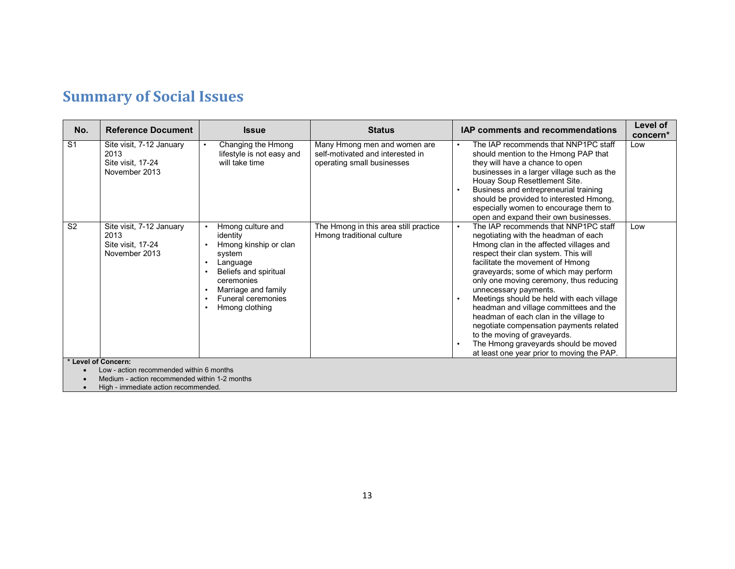## Summary of Social Issues

| No. | Reference Document | Issue | Status | IAP comments and recommendations | Level of concern* |
|---|---|---|---|---|---|
| S1 | Site visit, 7-12 January 2013<br>Site visit, 17-24 November 2013 | • Changing the Hmong lifestyle is not easy and will take time | Many Hmong men and women are self-motivated and interested in operating small businesses | • The IAP recommends that NNP1PC staff should mention to the Hmong PAP that they will have a chance to open businesses in a larger village such as the Houay Soup Resettlement Site.<br>• Business and entrepreneurial training should be provided to interested Hmong, especially women to encourage them to open and expand their own businesses. | Low |
| S2 | Site visit, 7-12 January 2013<br>Site visit, 17-24 November 2013 | • Hmong culture and identity<br>• Hmong kinship or clan system<br>• Language<br>• Beliefs and spiritual ceremonies<br>• Marriage and family<br>• Funeral ceremonies<br>• Hmong clothing | The Hmong in this area still practice Hmong traditional culture | • The IAP recommends that NNP1PC staff negotiating with the headman of each Hmong clan in the affected villages and respect their clan system. This will facilitate the movement of Hmong graveyards; some of which may perform only one moving ceremony, thus reducing unnecessary payments.<br>• Meetings should be held with each village headman and village committees and the headman of each clan in the village to negotiate compensation payments related to the moving of graveyards.<br>• The Hmong graveyards should be moved at least one year prior to moving the PAP. | Low |

**\* Level of Concern:**

- Low - action recommended within 6 months
- Medium - action recommended within 1-2 months
- High - immediate action recommended.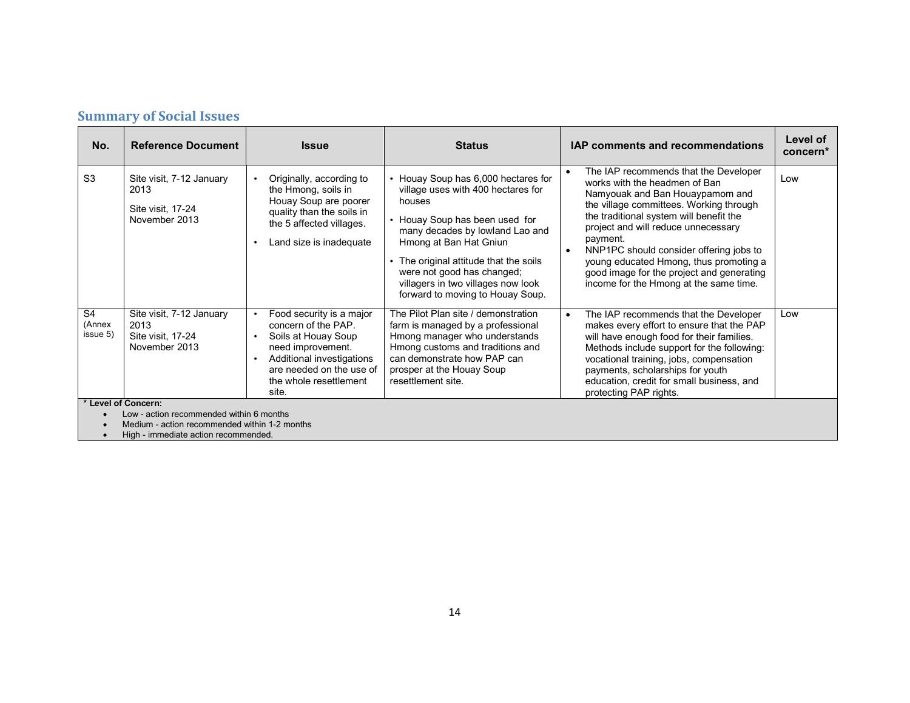## Summary of Social Issues

| No. | Reference Document | Issue | Status | IAP comments and recommendations | Level of concern* |
|---|---|---|---|---|---|
| S3 | Site visit, 7-12 January 2013<br><br>Site visit, 17-24 November 2013 | • Originally, according to the Hmong, soils in Houay Soup are poorer quality than the soils in the 5 affected villages.<br>• Land size is inadequate | • Houay Soup has 6,000 hectares for village uses with 400 hectares for houses<br>• Houay Soup has been used for many decades by lowland Lao and Hmong at Ban Hat Gniun<br>• The original attitude that the soils were not good has changed; villagers in two villages now look forward to moving to Houay Soup. | • The IAP recommends that the Developer works with the headmen of Ban Namyouak and Ban Houaypamom and the village committees. Working through the traditional system will benefit the project and will reduce unnecessary payment.<br>• NNP1PC should consider offering jobs to young educated Hmong, thus promoting a good image for the project and generating income for the Hmong at the same time. | Low |
| S4 (Annex issue 5) | Site visit, 7-12 January 2013<br>Site visit, 17-24 November 2013 | • Food security is a major concern of the PAP.<br>• Soils at Houay Soup need improvement.<br>• Additional investigations are needed on the use of the whole resettlement site. | The Pilot Plan site / demonstration farm is managed by a professional Hmong manager who understands Hmong customs and traditions and can demonstrate how PAP can prosper at the Houay Soup resettlement site. | • The IAP recommends that the Developer makes every effort to ensure that the PAP will have enough food for their families. Methods include support for the following: vocational training, jobs, compensation payments, scholarships for youth education, credit for small business, and protecting PAP rights. | Low |

**\* Level of Concern:**

- Low - action recommended within 6 months
- Medium - action recommended within 1-2 months
- High - immediate action recommended.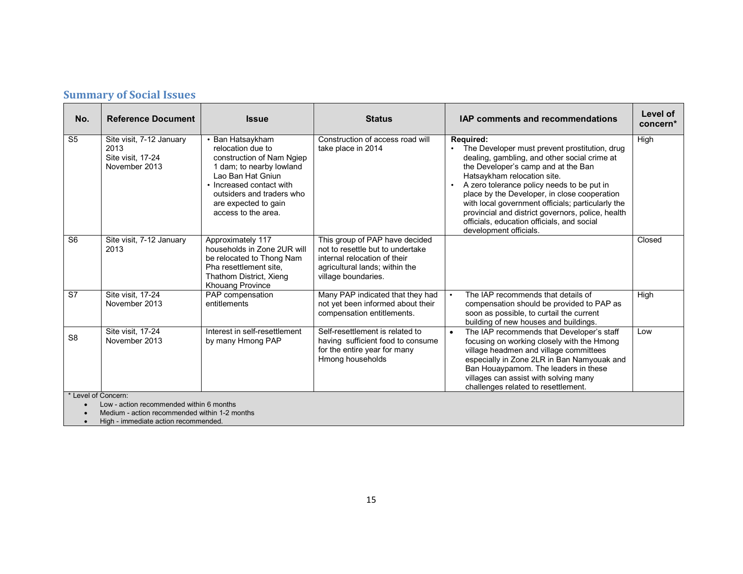## Summary of Social Issues

| No. | Reference Document | Issue | Status | IAP comments and recommendations | Level of concern* |
|---|---|---|---|---|---|
| S5 | Site visit, 7-12 January 2013<br>Site visit, 17-24 November 2013 | • Ban Hatsaykham relocation due to construction of Nam Ngiep 1 dam; to nearby lowland Lao Ban Hat Gniun<br>• Increased contact with outsiders and traders who are expected to gain access to the area. | Construction of access road will take place in 2014 | **Required:**<br>• The Developer must prevent prostitution, drug dealing, gambling, and other social crime at the Developer's camp and at the Ban Hatsaykham relocation site.<br>• A zero tolerance policy needs to be put in place by the Developer, in close cooperation with local government officials; particularly the provincial and district governors, police, health officials, education officials, and social development officials. | High |
| S6 | Site visit, 7-12 January 2013 | Approximately 117 households in Zone 2UR will be relocated to Thong Nam Pha resettlement site, Thathom District, Xieng Khouang Province | This group of PAP have decided not to resettle but to undertake internal relocation of their agricultural lands; within the village boundaries. | | Closed |
| S7 | Site visit, 17-24 November 2013 | PAP compensation entitlements | Many PAP indicated that they had not yet been informed about their compensation entitlements. | • The IAP recommends that details of compensation should be provided to PAP as soon as possible, to curtail the current building of new houses and buildings. | High |
| S8 | Site visit, 17-24 November 2013 | Interest in self-resettlement by many Hmong PAP | Self-resettlement is related to having sufficient food to consume for the entire year for many Hmong households | • The IAP recommends that Developer's staff focusing on working closely with the Hmong village headmen and village committees especially in Zone 2LR in Ban Namyouak and Ban Houaypamom. The leaders in these villages can assist with solving many challenges related to resettlement. | Low |

\* Level of Concern:

- Low - action recommended within 6 months
- Medium - action recommended within 1-2 months
- High - immediate action recommended.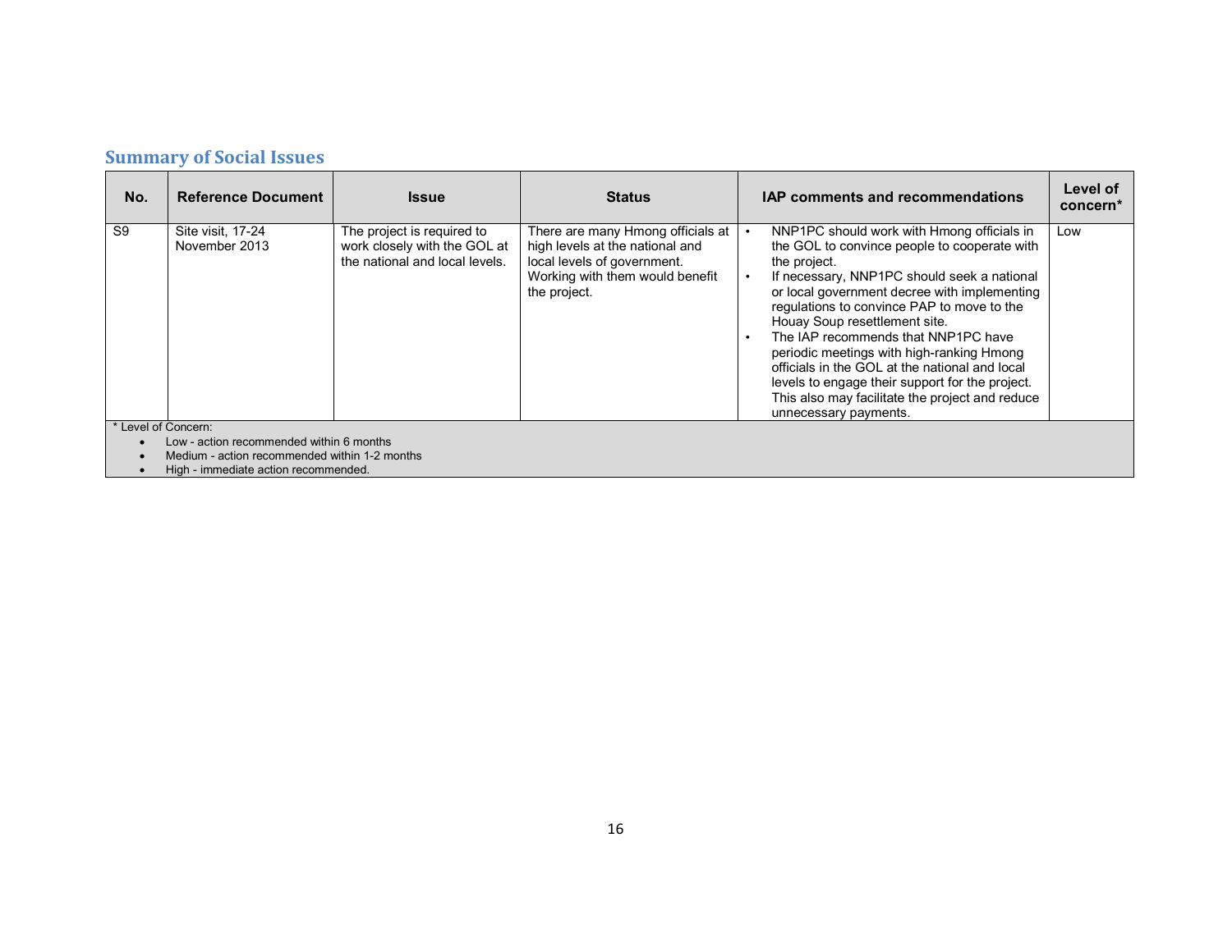## Summary of Social Issues

| No. | Reference Document | Issue | Status | IAP comments and recommendations | Level of concern* |
|---|---|---|---|---|---|
| S9 | Site visit, 17-24 November 2013 | The project is required to work closely with the GOL at the national and local levels. | There are many Hmong officials at high levels at the national and local levels of government. Working with them would benefit the project. | • NNP1PC should work with Hmong officials in the GOL to convince people to cooperate with the project.<br>• If necessary, NNP1PC should seek a national or local government decree with implementing regulations to convince PAP to move to the Houay Soup resettlement site.<br>• The IAP recommends that NNP1PC have periodic meetings with high-ranking Hmong officials in the GOL at the national and local levels to engage their support for the project. This also may facilitate the project and reduce unnecessary payments. | Low |

\* Level of Concern:

- Low - action recommended within 6 months
- Medium - action recommended within 1-2 months
- High - immediate action recommended.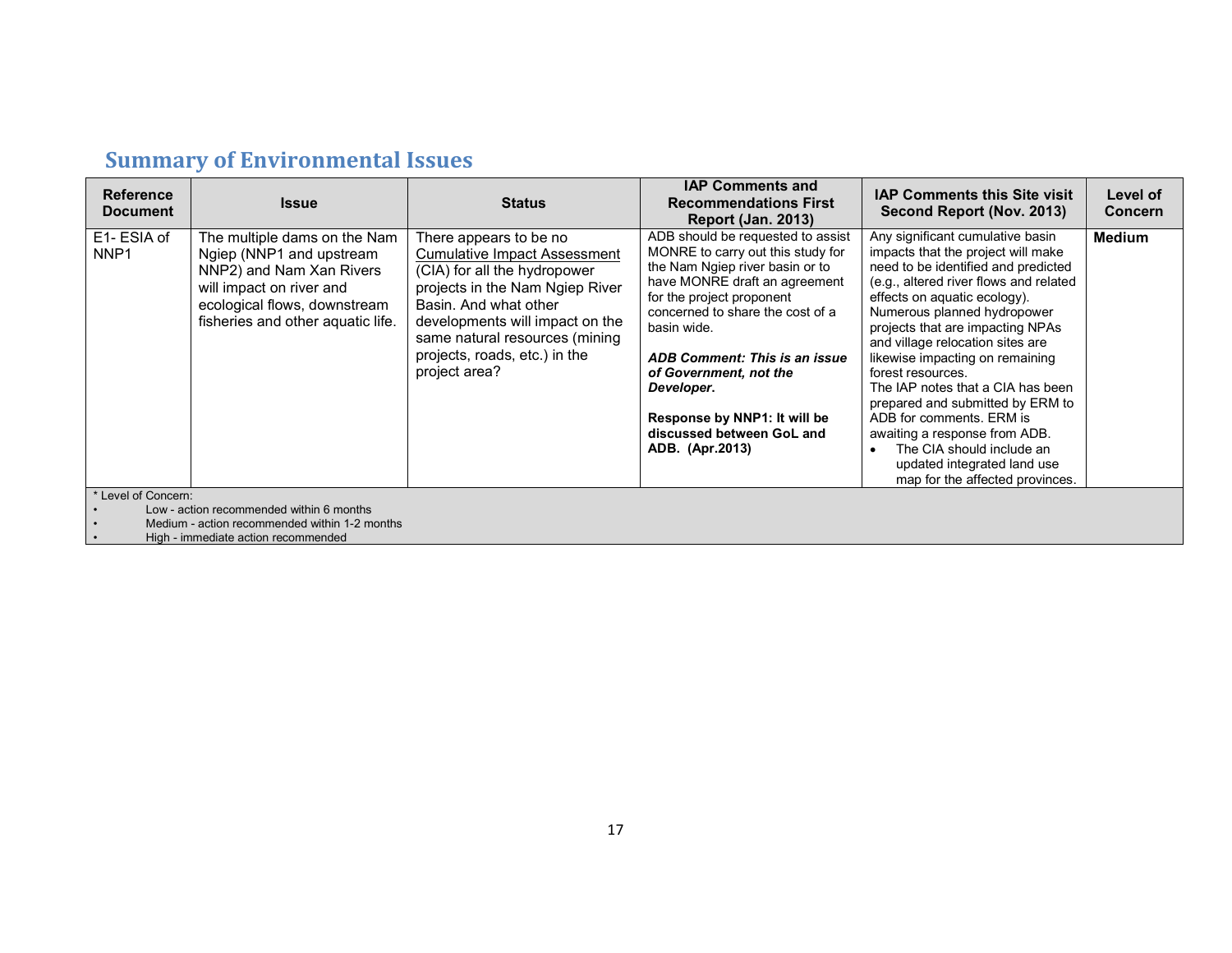## Summary of Environmental Issues

| Reference Document | Issue | Status | IAP Comments and Recommendations First Report (Jan. 2013) | IAP Comments this Site visit Second Report (Nov. 2013) | Level of Concern |
|---|---|---|---|---|---|
| E1- ESIA of NNP1 | The multiple dams on the Nam Ngiep (NNP1 and upstream NNP2) and Nam Xan Rivers will impact on river and ecological flows, downstream fisheries and other aquatic life. | There appears to be no <u>Cumulative Impact Assessment</u> (CIA) for all the hydropower projects in the Nam Ngiep River Basin. And what other developments will impact on the same natural resources (mining projects, roads, etc.) in the project area? | ADB should be requested to assist MONRE to carry out this study for the Nam Ngiep river basin or to have MONRE draft an agreement for the project proponent concerned to share the cost of a basin wide.<br><br>***ADB Comment: This is an issue of Government, not the Developer.***<br><br>**Response by NNP1: It will be discussed between GoL and ADB. (Apr.2013)** | Any significant cumulative basin impacts that the project will make need to be identified and predicted (e.g., altered river flows and related effects on aquatic ecology). Numerous planned hydropower projects that are impacting NPAs and village relocation sites are likewise impacting on remaining forest resources.<br>The IAP notes that a CIA has been prepared and submitted by ERM to ADB for comments. ERM is awaiting a response from ADB.<br>• The CIA should include an updated integrated land use map for the affected provinces. | **Medium** |

\* Level of Concern:

- Low - action recommended within 6 months
- Medium - action recommended within 1-2 months
- High - immediate action recommended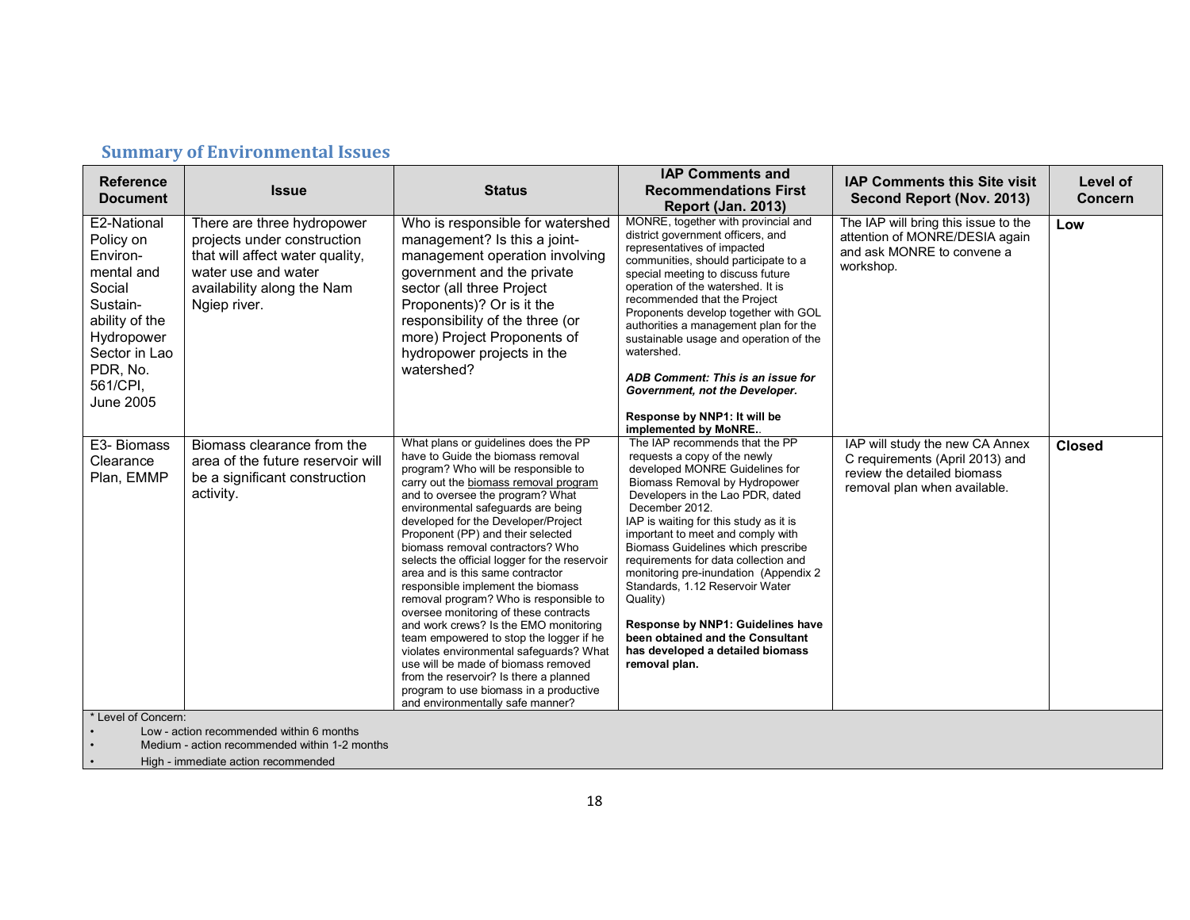## Summary of Environmental Issues

| Reference Document | Issue | Status | IAP Comments and Recommendations First Report (Jan. 2013) | IAP Comments this Site visit Second Report (Nov. 2013) | Level of Concern |
|---|---|---|---|---|---|
| E2-National Policy on Environ-mental and Social Sustain-ability of the Hydropower Sector in Lao PDR, No. 561/CPI, June 2005 | There are three hydropower projects under construction that will affect water quality, water use and water availability along the Nam Ngiep river. | Who is responsible for watershed management? Is this a joint-management operation involving government and the private sector (all three Project Proponents)? Or is it the responsibility of the three (or more) Project Proponents of hydropower projects in the watershed? | MONRE, together with provincial and district government officers, and representatives of impacted communities, should participate to a special meeting to discuss future operation of the watershed. It is recommended that the Project Proponents develop together with GOL authorities a management plan for the sustainable usage and operation of the watershed.<br><br>***ADB Comment: This is an issue for Government, not the Developer.***<br><br>**Response by NNP1: It will be implemented by MoNRE.**. | The IAP will bring this issue to the attention of MONRE/DESIA again and ask MONRE to convene a workshop. | **Low** |
| E3- Biomass Clearance Plan, EMMP | Biomass clearance from the area of the future reservoir will be a significant construction activity. | What plans or guidelines does the PP have to Guide the biomass removal program? Who will be responsible to carry out the biomass removal program and to oversee the program? What environmental safeguards are being developed for the Developer/Project Proponent (PP) and their selected biomass removal contractors? Who selects the official logger for the reservoir area and is this same contractor responsible implement the biomass removal program? Who is responsible to oversee monitoring of these contracts and work crews? Is the EMO monitoring team empowered to stop the logger if he violates environmental safeguards? What use will be made of biomass removed from the reservoir? Is there a planned program to use biomass in a productive and environmentally safe manner? | The IAP recommends that the PP requests a copy of the newly developed MONRE Guidelines for Biomass Removal by Hydropower Developers in the Lao PDR, dated December 2012.<br>IAP is waiting for this study as it is important to meet and comply with Biomass Guidelines which prescribe requirements for data collection and monitoring pre-inundation (Appendix 2 Standards, 1.12 Reservoir Water Quality)<br><br>**Response by NNP1: Guidelines have been obtained and the Consultant has developed a detailed biomass removal plan.** | IAP will study the new CA Annex C requirements (April 2013) and review the detailed biomass removal plan when available. | **Closed** |

\* Level of Concern:

- Low - action recommended within 6 months
- Medium - action recommended within 1-2 months
- High - immediate action recommended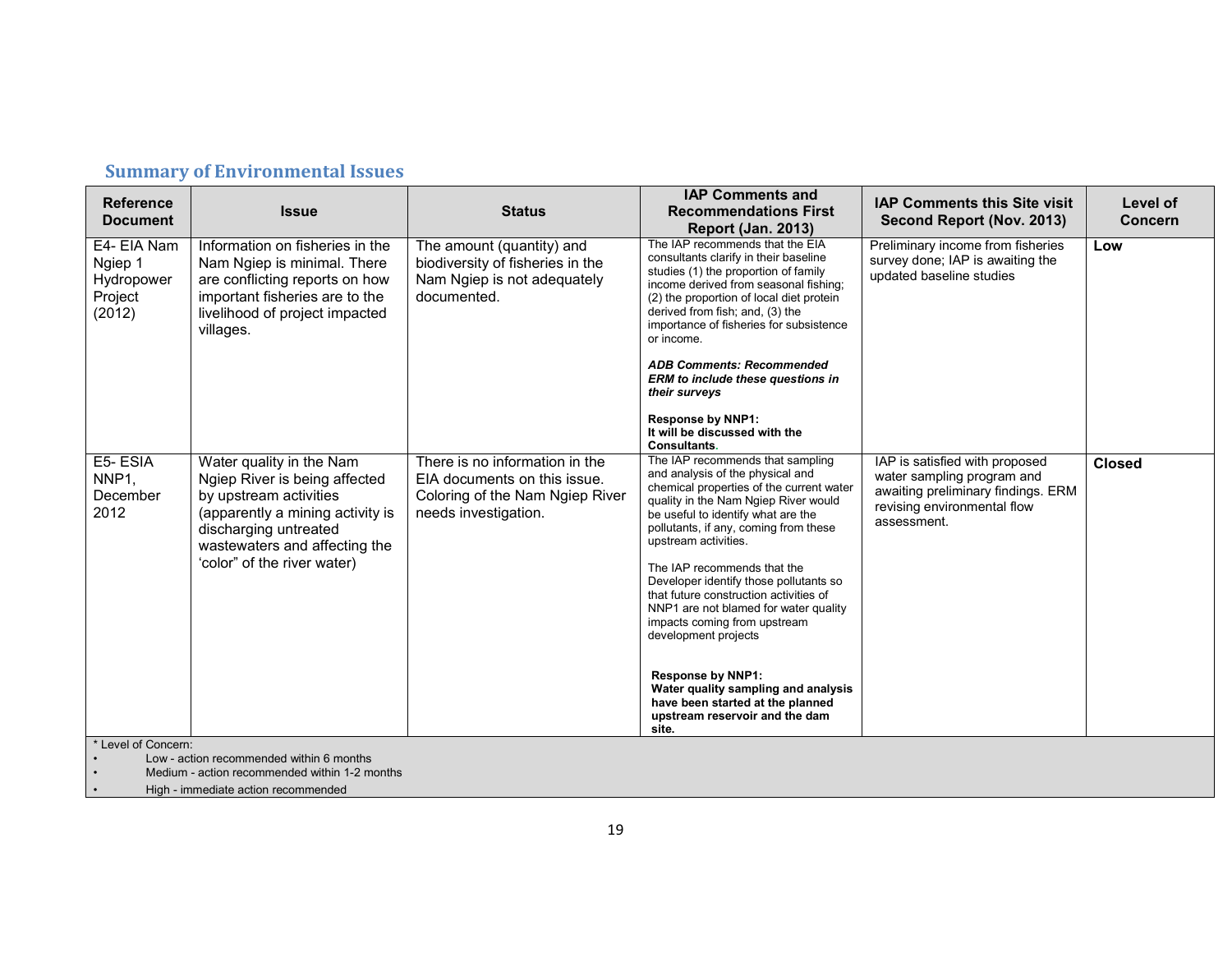## Summary of Environmental Issues

| Reference Document | Issue | Status | IAP Comments and Recommendations First Report (Jan. 2013) | IAP Comments this Site visit Second Report (Nov. 2013) | Level of Concern |
|---|---|---|---|---|---|
| E4- EIA Nam Ngiep 1 Hydropower Project (2012) | Information on fisheries in the Nam Ngiep is minimal. There are conflicting reports on how important fisheries are to the livelihood of project impacted villages. | The amount (quantity) and biodiversity of fisheries in the Nam Ngiep is not adequately documented. | The IAP recommends that the EIA consultants clarify in their baseline studies (1) the proportion of family income derived from seasonal fishing; (2) the proportion of local diet protein derived from fish; and, (3) the importance of fisheries for subsistence or income.<br><br>***ADB Comments: Recommended ERM to include these questions in their surveys***<br><br>**Response by NNP1:**<br>**It will be discussed with the Consultants**. | Preliminary income from fisheries survey done; IAP is awaiting the updated baseline studies | **Low** |
| E5- ESIA NNP1, December 2012 | Water quality in the Nam Ngiep River is being affected by upstream activities (apparently a mining activity is discharging untreated wastewaters and affecting the 'color" of the river water) | There is no information in the EIA documents on this issue. Coloring of the Nam Ngiep River needs investigation. | The IAP recommends that sampling and analysis of the physical and chemical properties of the current water quality in the Nam Ngiep River would be useful to identify what are the pollutants, if any, coming from these upstream activities.<br><br>The IAP recommends that the Developer identify those pollutants so that future construction activities of NNP1 are not blamed for water quality impacts coming from upstream development projects<br><br>**Response by NNP1:**<br>**Water quality sampling and analysis have been started at the planned upstream reservoir and the dam site.** | IAP is satisfied with proposed water sampling program and awaiting preliminary findings. ERM revising environmental flow assessment. | **Closed** |

\* Level of Concern:

- Low - action recommended within 6 months
- Medium - action recommended within 1-2 months
- High - immediate action recommended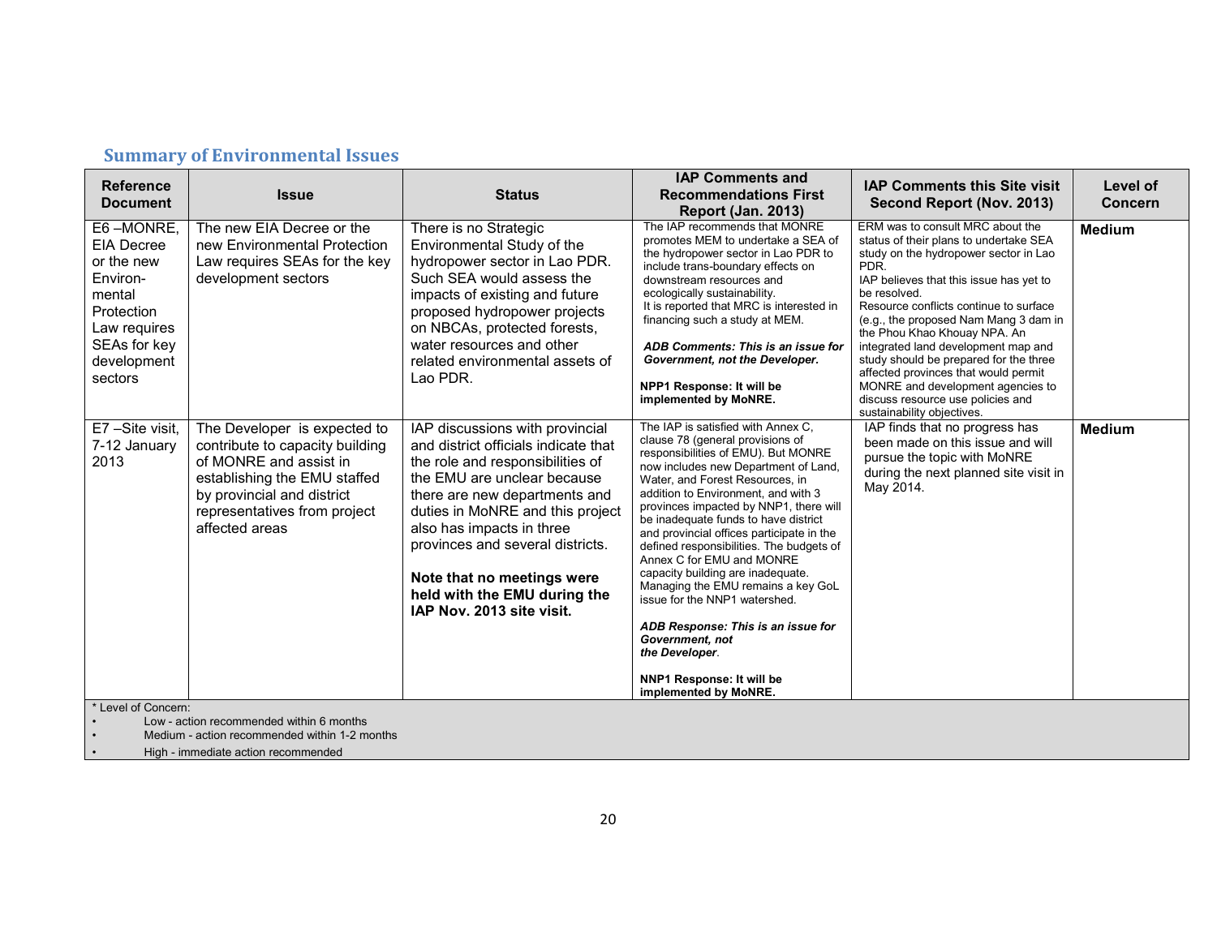## Summary of Environmental Issues

| Reference Document | Issue | Status | IAP Comments and Recommendations First Report (Jan. 2013) | IAP Comments this Site visit Second Report (Nov. 2013) | Level of Concern |
|---|---|---|---|---|---|
| E6 –MONRE, EIA Decree or the new Environ-mental Protection Law requires SEAs for key development sectors | The new EIA Decree or the new Environmental Protection Law requires SEAs for the key development sectors | There is no Strategic Environmental Study of the hydropower sector in Lao PDR. Such SEA would assess the impacts of existing and future proposed hydropower projects on NBCAs, protected forests, water resources and other related environmental assets of Lao PDR. | The IAP recommends that MONRE promotes MEM to undertake a SEA of the hydropower sector in Lao PDR to include trans-boundary effects on downstream resources and ecologically sustainability.<br>It is reported that MRC is interested in financing such a study at MEM.<br><br>***ADB Comments: This is an issue for Government, not the Developer.***<br><br>**NPP1 Response: It will be implemented by MoNRE.** | ERM was to consult MRC about the status of their plans to undertake SEA study on the hydropower sector in Lao PDR.<br>IAP believes that this issue has yet to be resolved.<br>Resource conflicts continue to surface (e.g., the proposed Nam Mang 3 dam in the Phou Khao Khouay NPA. An integrated land development map and study should be prepared for the three affected provinces that would permit MONRE and development agencies to discuss resource use policies and sustainability objectives. | **Medium** |
| E7 –Site visit, 7-12 January 2013 | The Developer is expected to contribute to capacity building of MONRE and assist in establishing the EMU staffed by provincial and district representatives from project affected areas | IAP discussions with provincial and district officials indicate that the role and responsibilities of the EMU are unclear because there are new departments and duties in MoNRE and this project also has impacts in three provinces and several districts.<br><br>**Note that no meetings were held with the EMU during the IAP Nov. 2013 site visit.** | The IAP is satisfied with Annex C, clause 78 (general provisions of responsibilities of EMU). But MONRE now includes new Department of Land, Water, and Forest Resources, in addition to Environment, and with 3 provinces impacted by NNP1, there will be inadequate funds to have district and provincial offices participate in the defined responsibilities. The budgets of Annex C for EMU and MONRE capacity building are inadequate. Managing the EMU remains a key GoL issue for the NNP1 watershed.<br><br>***ADB Response: This is an issue for Government, not the Developer*.**<br><br>**NNP1 Response: It will be implemented by MoNRE.** | IAP finds that no progress has been made on this issue and will pursue the topic with MoNRE during the next planned site visit in May 2014. | **Medium** |

\* Level of Concern:

- Low - action recommended within 6 months
- Medium - action recommended within 1-2 months
- High - immediate action recommended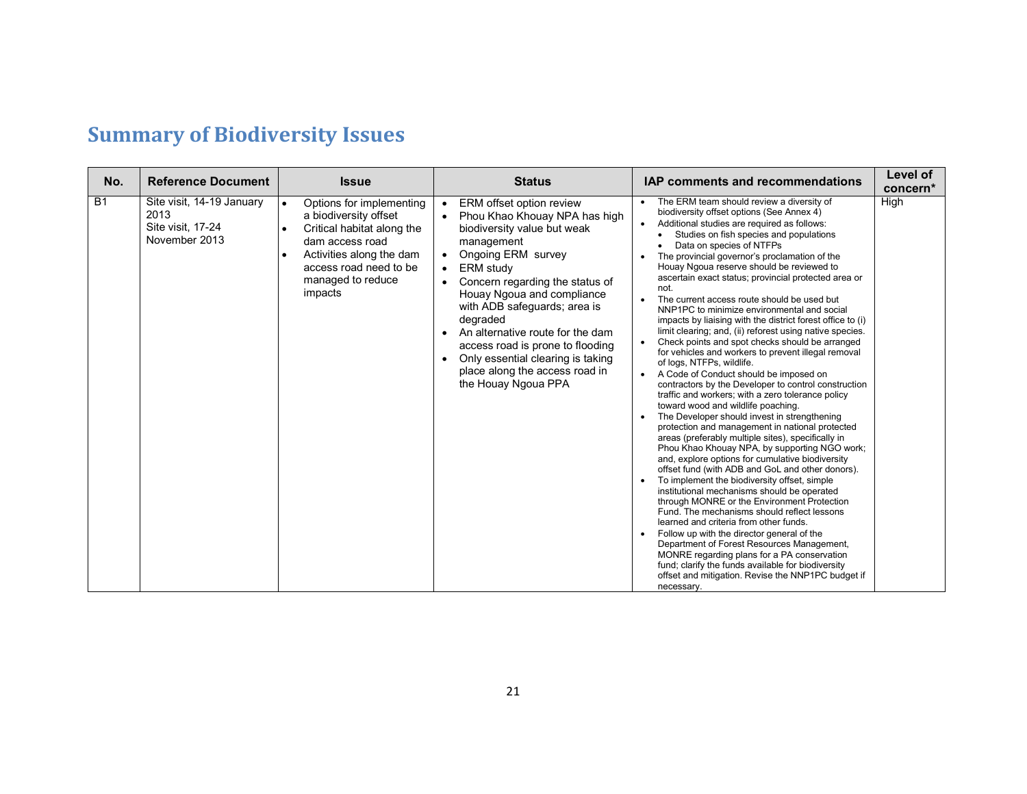## Summary of Biodiversity Issues

| No. | Reference Document | Issue | Status | IAP comments and recommendations | Level of concern* |
|---|---|---|---|---|---|
| B1 | Site visit, 14-19 January 2013<br>Site visit, 17-24 November 2013 | • Options for implementing a biodiversity offset<br>• Critical habitat along the dam access road<br>• Activities along the dam access road need to be managed to reduce impacts | • ERM offset option review<br>• Phou Khao Khouay NPA has high biodiversity value but weak management<br>• Ongoing ERM survey<br>• ERM study<br>• Concern regarding the status of Houay Ngoua and compliance with ADB safeguards; area is degraded<br>• An alternative route for the dam access road is prone to flooding<br>• Only essential clearing is taking place along the access road in the Houay Ngoua PPA | • The ERM team should review a diversity of biodiversity offset options (See Annex 4)<br>• Additional studies are required as follows:<br>  • Studies on fish species and populations<br>  • Data on species of NTFPs<br>• The provincial governor's proclamation of the Houay Ngoua reserve should be reviewed to ascertain exact status; provincial protected area or not.<br>• The current access route should be used but NNP1PC to minimize environmental and social impacts by liaising with the district forest office to (i) limit clearing; and, (ii) reforest using native species.<br>• Check points and spot checks should be arranged for vehicles and workers to prevent illegal removal of logs, NTFPs, wildlife.<br>• A Code of Conduct should be imposed on contractors by the Developer to control construction traffic and workers; with a zero tolerance policy toward wood and wildlife poaching.<br>• The Developer should invest in strengthening protection and management in national protected areas (preferably multiple sites), specifically in Phou Khao Khouay NPA, by supporting NGO work; and, explore options for cumulative biodiversity offset fund (with ADB and GoL and other donors).<br>• To implement the biodiversity offset, simple institutional mechanisms should be operated through MONRE or the Environment Protection Fund. The mechanisms should reflect lessons learned and criteria from other funds.<br>• Follow up with the director general of the Department of Forest Resources Management, MONRE regarding plans for a PA conservation fund; clarify the funds available for biodiversity offset and mitigation. Revise the NNP1PC budget if necessary. | High |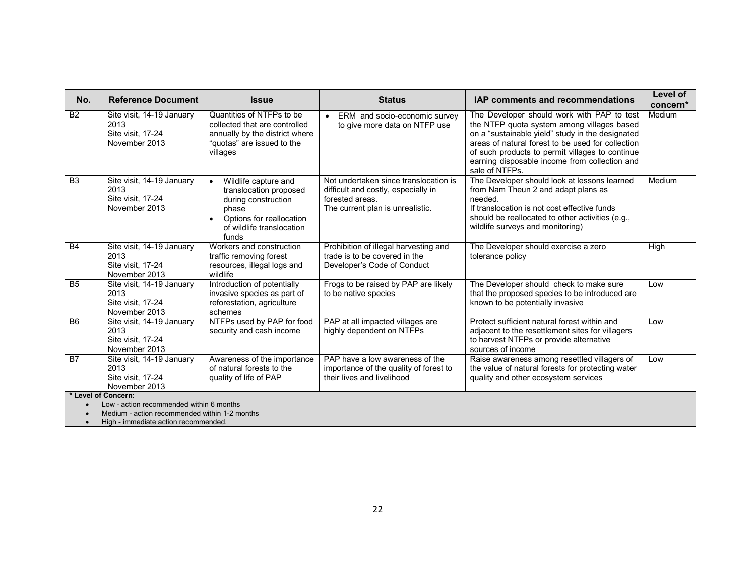| No. | Reference Document | Issue | Status | IAP comments and recommendations | Level of concern* |
|---|---|---|---|---|---|
| B2 | Site visit, 14-19 January 2013<br>Site visit, 17-24 November 2013 | Quantities of NTFPs to be collected that are controlled annually by the district where "quotas" are issued to the villages | • ERM and socio-economic survey to give more data on NTFP use | The Developer should work with PAP to test the NTFP quota system among villages based on a "sustainable yield" study in the designated areas of natural forest to be used for collection of such products to permit villages to continue earning disposable income from collection and sale of NTFPs. | Medium |
| B3 | Site visit, 14-19 January 2013<br>Site visit, 17-24 November 2013 | • Wildlife capture and translocation proposed during construction phase<br>• Options for reallocation of wildlife translocation funds | Not undertaken since translocation is difficult and costly, especially in forested areas.<br>The current plan is unrealistic. | The Developer should look at lessons learned from Nam Theun 2 and adapt plans as needed.<br>If translocation is not cost effective funds should be reallocated to other activities (e.g., wildlife surveys and monitoring) | Medium |
| B4 | Site visit, 14-19 January 2013<br>Site visit, 17-24 November 2013 | Workers and construction traffic removing forest resources, illegal logs and wildlife | Prohibition of illegal harvesting and trade is to be covered in the Developer's Code of Conduct | The Developer should exercise a zero tolerance policy | High |
| B5 | Site visit, 14-19 January 2013<br>Site visit, 17-24 November 2013 | Introduction of potentially invasive species as part of reforestation, agriculture schemes | Frogs to be raised by PAP are likely to be native species | The Developer should check to make sure that the proposed species to be introduced are known to be potentially invasive | Low |
| B6 | Site visit, 14-19 January 2013<br>Site visit, 17-24 November 2013 | NTFPs used by PAP for food security and cash income | PAP at all impacted villages are highly dependent on NTFPs | Protect sufficient natural forest within and adjacent to the resettlement sites for villagers to harvest NTFPs or provide alternative sources of income | Low |
| B7 | Site visit, 14-19 January 2013<br>Site visit, 17-24 November 2013 | Awareness of the importance of natural forests to the quality of life of PAP | PAP have a low awareness of the importance of the quality of forest to their lives and livelihood | Raise awareness among resettled villagers of the value of natural forests for protecting water quality and other ecosystem services | Low |

**\* Level of Concern:**

- Low - action recommended within 6 months
- Medium - action recommended within 1-2 months
- High - immediate action recommended.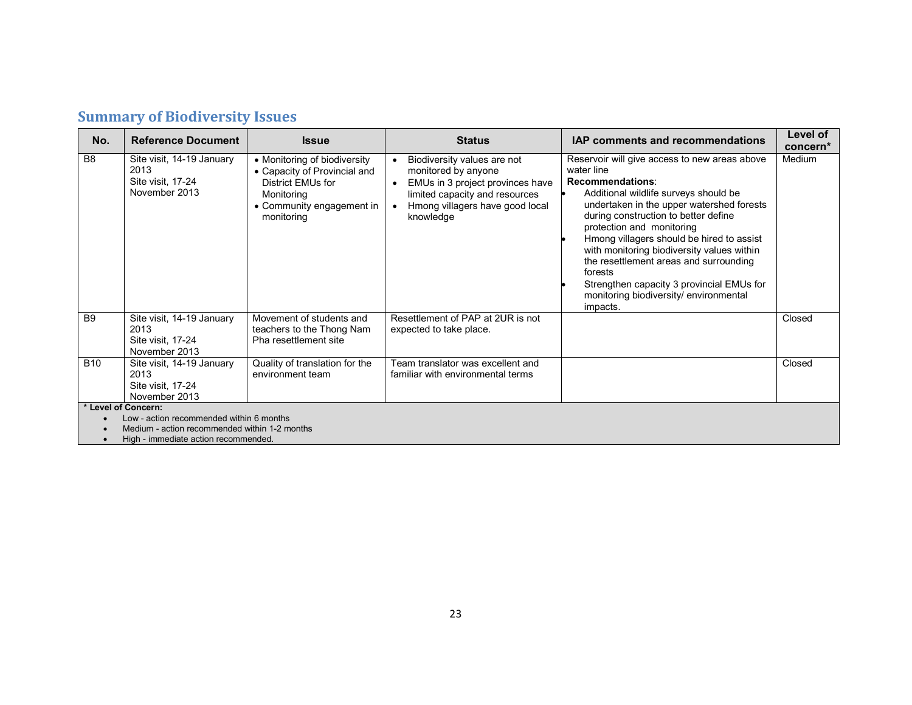## Summary of Biodiversity Issues

| No. | Reference Document | Issue | Status | IAP comments and recommendations | Level of concern* |
|---|---|---|---|---|---|
| B8 | Site visit, 14-19 January 2013<br>Site visit, 17-24 November 2013 | • Monitoring of biodiversity<br>• Capacity of Provincial and District EMUs for Monitoring<br>• Community engagement in monitoring | • Biodiversity values are not monitored by anyone<br>• EMUs in 3 project provinces have limited capacity and resources<br>• Hmong villagers have good local knowledge | Reservoir will give access to new areas above water line<br>**Recommendations**:<br>• Additional wildlife surveys should be undertaken in the upper watershed forests during construction to better define protection and monitoring<br>• Hmong villagers should be hired to assist with monitoring biodiversity values within the resettlement areas and surrounding forests<br>• Strengthen capacity 3 provincial EMUs for monitoring biodiversity/ environmental impacts. | Medium |
| B9 | Site visit, 14-19 January 2013<br>Site visit, 17-24 November 2013 | Movement of students and teachers to the Thong Nam Pha resettlement site | Resettlement of PAP at 2UR is not expected to take place. | | Closed |
| B10 | Site visit, 14-19 January 2013<br>Site visit, 17-24 November 2013 | Quality of translation for the environment team | Team translator was excellent and familiar with environmental terms | | Closed |

**\* Level of Concern:**

- Low - action recommended within 6 months
- Medium - action recommended within 1-2 months
- High - immediate action recommended.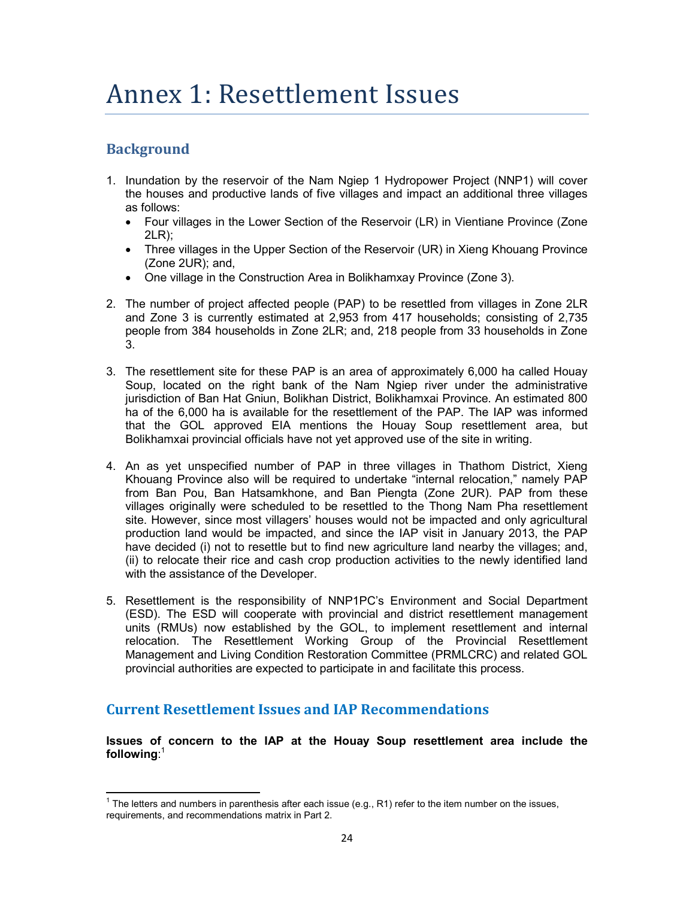# Annex 1: Resettlement Issues

## Background

1. Inundation by the reservoir of the Nam Ngiep 1 Hydropower Project (NNP1) will cover the houses and productive lands of five villages and impact an additional three villages as follows:
   - Four villages in the Lower Section of the Reservoir (LR) in Vientiane Province (Zone 2LR);
   - Three villages in the Upper Section of the Reservoir (UR) in Xieng Khouang Province (Zone 2UR); and,
   - One village in the Construction Area in Bolikhamxay Province (Zone 3).

2. The number of project affected people (PAP) to be resettled from villages in Zone 2LR and Zone 3 is currently estimated at 2,953 from 417 households; consisting of 2,735 people from 384 households in Zone 2LR; and, 218 people from 33 households in Zone 3.

3. The resettlement site for these PAP is an area of approximately 6,000 ha called Houay Soup, located on the right bank of the Nam Ngiep river under the administrative jurisdiction of Ban Hat Gniun, Bolikhan District, Bolikhamxai Province. An estimated 800 ha of the 6,000 ha is available for the resettlement of the PAP. The IAP was informed that the GOL approved EIA mentions the Houay Soup resettlement area, but Bolikhamxai provincial officials have not yet approved use of the site in writing.

4. An as yet unspecified number of PAP in three villages in Thathom District, Xieng Khouang Province also will be required to undertake “internal relocation,” namely PAP from Ban Pou, Ban Hatsamkhone, and Ban Piengta (Zone 2UR). PAP from these villages originally were scheduled to be resettled to the Thong Nam Pha resettlement site. However, since most villagers’ houses would not be impacted and only agricultural production land would be impacted, and since the IAP visit in January 2013, the PAP have decided (i) not to resettle but to find new agriculture land nearby the villages; and, (ii) to relocate their rice and cash crop production activities to the newly identified land with the assistance of the Developer.

5. Resettlement is the responsibility of NNP1PC’s Environment and Social Department (ESD). The ESD will cooperate with provincial and district resettlement management units (RMUs) now established by the GOL, to implement resettlement and internal relocation. The Resettlement Working Group of the Provincial Resettlement Management and Living Condition Restoration Committee (PRMLCRC) and related GOL provincial authorities are expected to participate in and facilitate this process.

## Current Resettlement Issues and IAP Recommendations

**Issues of concern to the IAP at the Houay Soup resettlement area include the following**:[1]

[1] The letters and numbers in parenthesis after each issue (e.g., R1) refer to the item number on the issues, requirements, and recommendations matrix in Part 2.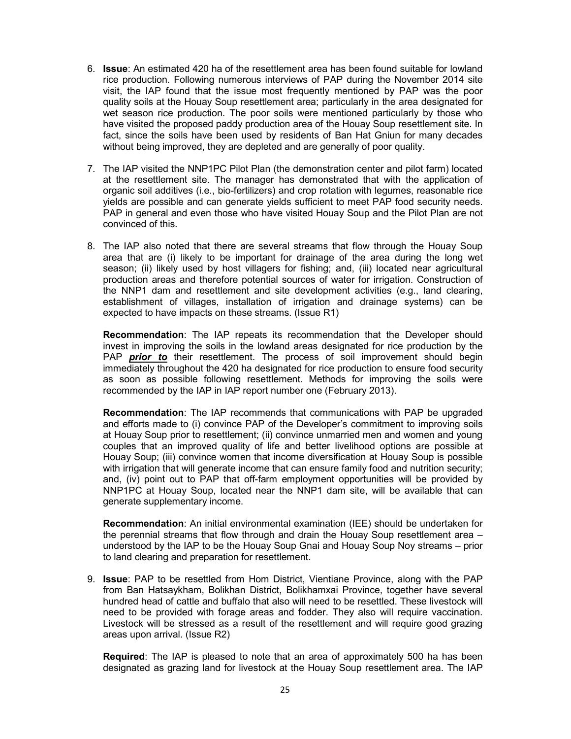6. **Issue**: An estimated 420 ha of the resettlement area has been found suitable for lowland rice production. Following numerous interviews of PAP during the November 2014 site visit, the IAP found that the issue most frequently mentioned by PAP was the poor quality soils at the Houay Soup resettlement area; particularly in the area designated for wet season rice production. The poor soils were mentioned particularly by those who have visited the proposed paddy production area of the Houay Soup resettlement site. In fact, since the soils have been used by residents of Ban Hat Gniun for many decades without being improved, they are depleted and are generally of poor quality.

7. The IAP visited the NNP1PC Pilot Plan (the demonstration center and pilot farm) located at the resettlement site. The manager has demonstrated that with the application of organic soil additives (i.e., bio-fertilizers) and crop rotation with legumes, reasonable rice yields are possible and can generate yields sufficient to meet PAP food security needs. PAP in general and even those who have visited Houay Soup and the Pilot Plan are not convinced of this.

8. The IAP also noted that there are several streams that flow through the Houay Soup area that are (i) likely to be important for drainage of the area during the long wet season; (ii) likely used by host villagers for fishing; and, (iii) located near agricultural production areas and therefore potential sources of water for irrigation. Construction of the NNP1 dam and resettlement and site development activities (e.g., land clearing, establishment of villages, installation of irrigation and drainage systems) can be expected to have impacts on these streams. (Issue R1)

   **Recommendation**: The IAP repeats its recommendation that the Developer should invest in improving the soils in the lowland areas designated for rice production by the PAP ***prior to*** their resettlement. The process of soil improvement should begin immediately throughout the 420 ha designated for rice production to ensure food security as soon as possible following resettlement. Methods for improving the soils were recommended by the IAP in IAP report number one (February 2013).

   **Recommendation**: The IAP recommends that communications with PAP be upgraded and efforts made to (i) convince PAP of the Developer's commitment to improving soils at Houay Soup prior to resettlement; (ii) convince unmarried men and women and young couples that an improved quality of life and better livelihood options are possible at Houay Soup; (iii) convince women that income diversification at Houay Soup is possible with irrigation that will generate income that can ensure family food and nutrition security; and, (iv) point out to PAP that off-farm employment opportunities will be provided by NNP1PC at Houay Soup, located near the NNP1 dam site, will be available that can generate supplementary income.

   **Recommendation**: An initial environmental examination (IEE) should be undertaken for the perennial streams that flow through and drain the Houay Soup resettlement area – understood by the IAP to be the Houay Soup Gnai and Houay Soup Noy streams – prior to land clearing and preparation for resettlement.

9. **Issue**: PAP to be resettled from Hom District, Vientiane Province, along with the PAP from Ban Hatsaykham, Bolikhan District, Bolikhamxai Province, together have several hundred head of cattle and buffalo that also will need to be resettled. These livestock will need to be provided with forage areas and fodder. They also will require vaccination. Livestock will be stressed as a result of the resettlement and will require good grazing areas upon arrival. (Issue R2)

   **Required**: The IAP is pleased to note that an area of approximately 500 ha has been designated as grazing land for livestock at the Houay Soup resettlement area. The IAP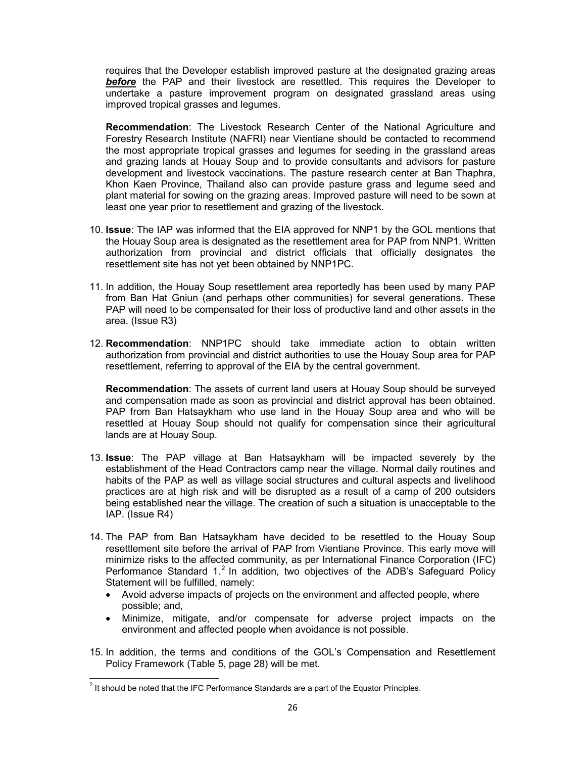requires that the Developer establish improved pasture at the designated grazing areas ***before*** the PAP and their livestock are resettled. This requires the Developer to undertake a pasture improvement program on designated grassland areas using improved tropical grasses and legumes.

**Recommendation**: The Livestock Research Center of the National Agriculture and Forestry Research Institute (NAFRI) near Vientiane should be contacted to recommend the most appropriate tropical grasses and legumes for seeding in the grassland areas and grazing lands at Houay Soup and to provide consultants and advisors for pasture development and livestock vaccinations. The pasture research center at Ban Thaphra, Khon Kaen Province, Thailand also can provide pasture grass and legume seed and plant material for sowing on the grazing areas. Improved pasture will need to be sown at least one year prior to resettlement and grazing of the livestock.

10. **Issue**: The IAP was informed that the EIA approved for NNP1 by the GOL mentions that the Houay Soup area is designated as the resettlement area for PAP from NNP1. Written authorization from provincial and district officials that officially designates the resettlement site has not yet been obtained by NNP1PC.

11. In addition, the Houay Soup resettlement area reportedly has been used by many PAP from Ban Hat Gniun (and perhaps other communities) for several generations. These PAP will need to be compensated for their loss of productive land and other assets in the area. (Issue R3)

12. **Recommendation**: NNP1PC should take immediate action to obtain written authorization from provincial and district authorities to use the Houay Soup area for PAP resettlement, referring to approval of the EIA by the central government.

    **Recommendation**: The assets of current land users at Houay Soup should be surveyed and compensation made as soon as provincial and district approval has been obtained. PAP from Ban Hatsaykham who use land in the Houay Soup area and who will be resettled at Houay Soup should not qualify for compensation since their agricultural lands are at Houay Soup.

13. **Issue**: The PAP village at Ban Hatsaykham will be impacted severely by the establishment of the Head Contractors camp near the village. Normal daily routines and habits of the PAP as well as village social structures and cultural aspects and livelihood practices are at high risk and will be disrupted as a result of a camp of 200 outsiders being established near the village. The creation of such a situation is unacceptable to the IAP. (Issue R4)

14. The PAP from Ban Hatsaykham have decided to be resettled to the Houay Soup resettlement site before the arrival of PAP from Vientiane Province. This early move will minimize risks to the affected community, as per International Finance Corporation (IFC) Performance Standard 1.[2] In addition, two objectives of the ADB's Safeguard Policy Statement will be fulfilled, namely:
    - Avoid adverse impacts of projects on the environment and affected people, where possible; and,
    - Minimize, mitigate, and/or compensate for adverse project impacts on the environment and affected people when avoidance is not possible.

15. In addition, the terms and conditions of the GOL's Compensation and Resettlement Policy Framework (Table 5, page 28) will be met.

---

[2] It should be noted that the IFC Performance Standards are a part of the Equator Principles.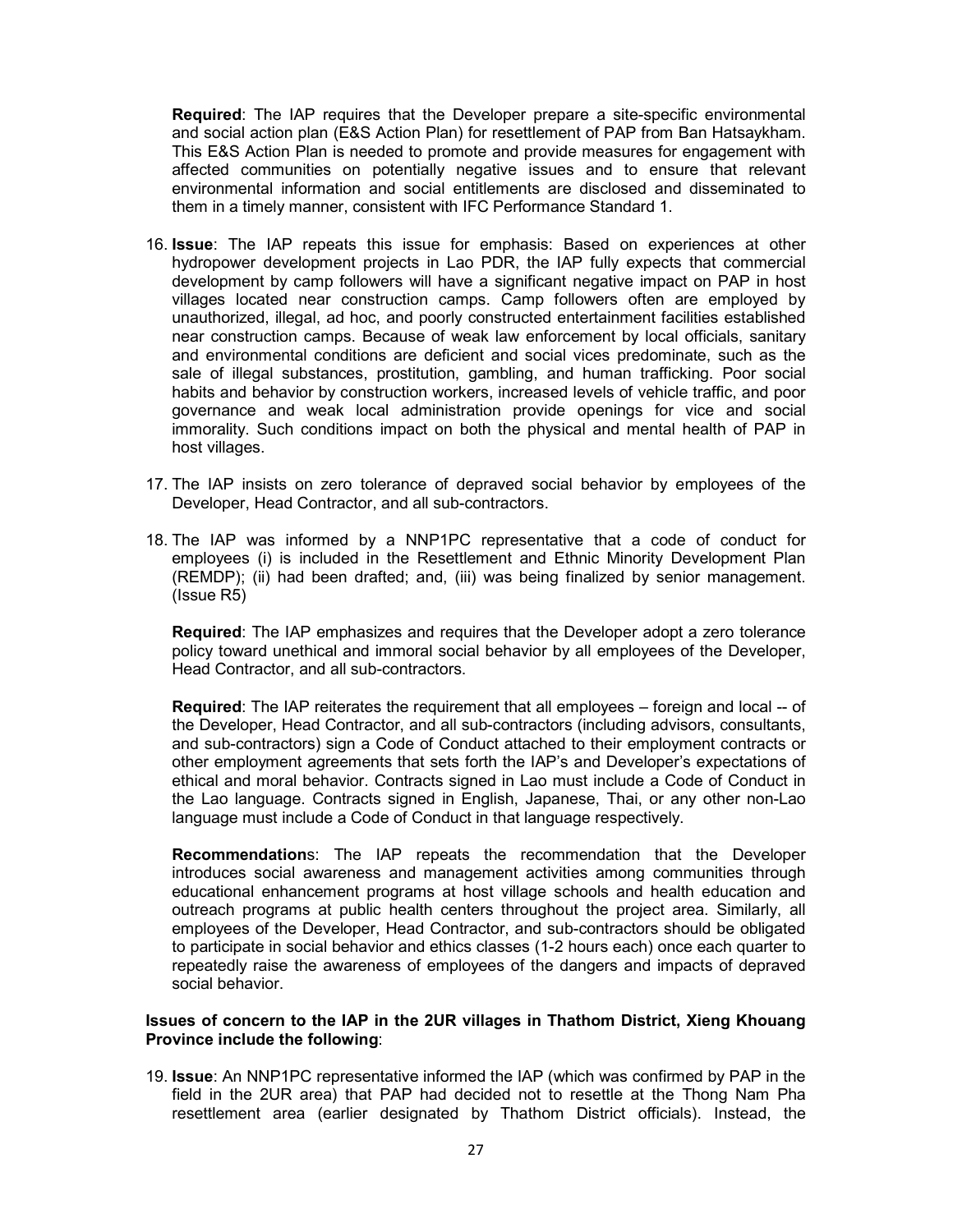**Required**: The IAP requires that the Developer prepare a site-specific environmental and social action plan (E&S Action Plan) for resettlement of PAP from Ban Hatsaykham. This E&S Action Plan is needed to promote and provide measures for engagement with affected communities on potentially negative issues and to ensure that relevant environmental information and social entitlements are disclosed and disseminated to them in a timely manner, consistent with IFC Performance Standard 1.

16. **Issue**: The IAP repeats this issue for emphasis: Based on experiences at other hydropower development projects in Lao PDR, the IAP fully expects that commercial development by camp followers will have a significant negative impact on PAP in host villages located near construction camps. Camp followers often are employed by unauthorized, illegal, ad hoc, and poorly constructed entertainment facilities established near construction camps. Because of weak law enforcement by local officials, sanitary and environmental conditions are deficient and social vices predominate, such as the sale of illegal substances, prostitution, gambling, and human trafficking. Poor social habits and behavior by construction workers, increased levels of vehicle traffic, and poor governance and weak local administration provide openings for vice and social immorality. Such conditions impact on both the physical and mental health of PAP in host villages.

17. The IAP insists on zero tolerance of depraved social behavior by employees of the Developer, Head Contractor, and all sub-contractors.

18. The IAP was informed by a NNP1PC representative that a code of conduct for employees (i) is included in the Resettlement and Ethnic Minority Development Plan (REMDP); (ii) had been drafted; and, (iii) was being finalized by senior management. (Issue R5)

   **Required**: The IAP emphasizes and requires that the Developer adopt a zero tolerance policy toward unethical and immoral social behavior by all employees of the Developer, Head Contractor, and all sub-contractors.

   **Required**: The IAP reiterates the requirement that all employees – foreign and local -- of the Developer, Head Contractor, and all sub-contractors (including advisors, consultants, and sub-contractors) sign a Code of Conduct attached to their employment contracts or other employment agreements that sets forth the IAP's and Developer's expectations of ethical and moral behavior. Contracts signed in Lao must include a Code of Conduct in the Lao language. Contracts signed in English, Japanese, Thai, or any other non-Lao language must include a Code of Conduct in that language respectively.

   **Recommendations**: The IAP repeats the recommendation that the Developer introduces social awareness and management activities among communities through educational enhancement programs at host village schools and health education and outreach programs at public health centers throughout the project area. Similarly, all employees of the Developer, Head Contractor, and sub-contractors should be obligated to participate in social behavior and ethics classes (1-2 hours each) once each quarter to repeatedly raise the awareness of employees of the dangers and impacts of depraved social behavior.

**Issues of concern to the IAP in the 2UR villages in Thathom District, Xieng Khouang Province include the following**:

19. **Issue**: An NNP1PC representative informed the IAP (which was confirmed by PAP in the field in the 2UR area) that PAP had decided not to resettle at the Thong Nam Pha resettlement area (earlier designated by Thathom District officials). Instead, the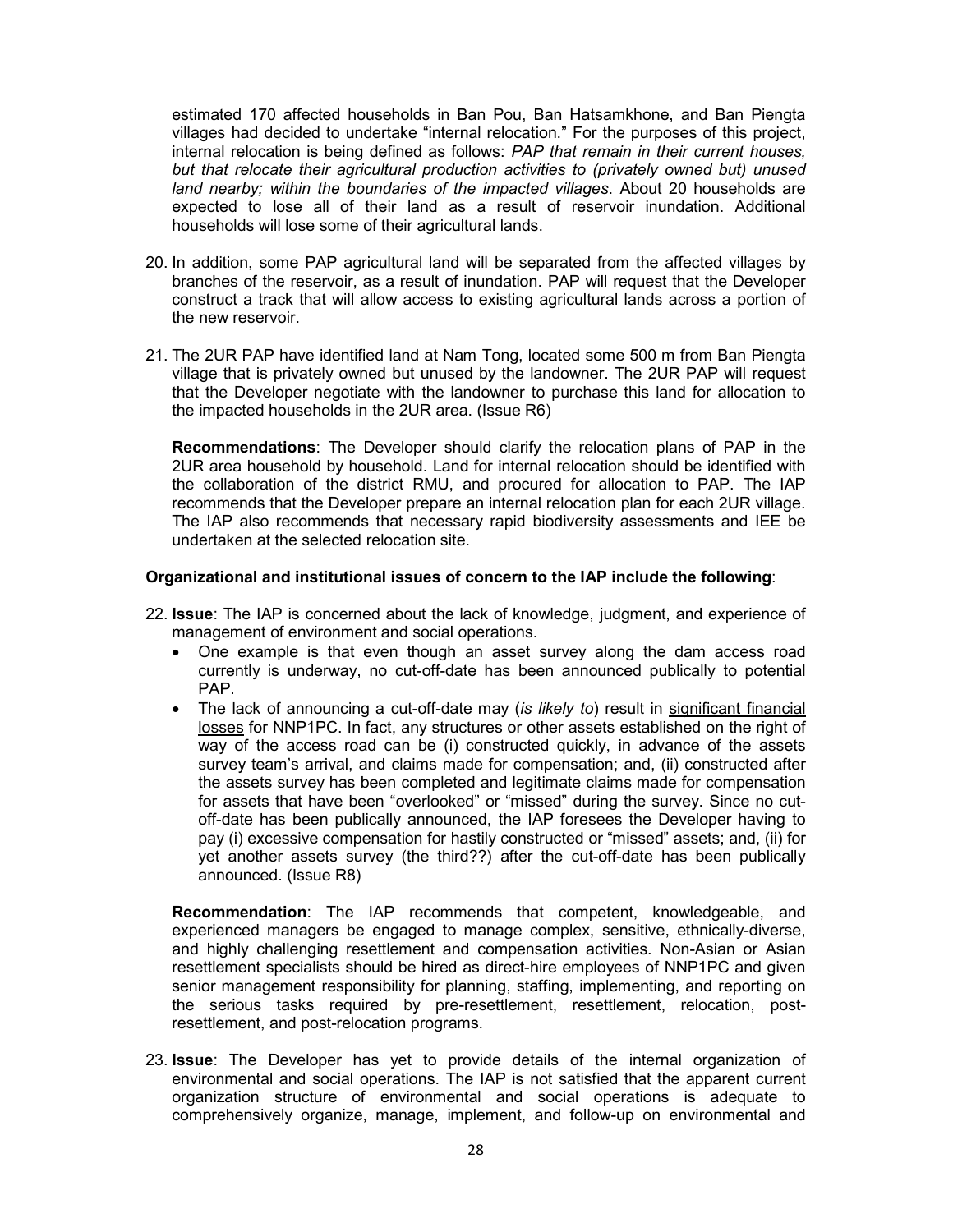estimated 170 affected households in Ban Pou, Ban Hatsamkhone, and Ban Piengta villages had decided to undertake "internal relocation." For the purposes of this project, internal relocation is being defined as follows: *PAP that remain in their current houses, but that relocate their agricultural production activities to (privately owned but) unused land nearby; within the boundaries of the impacted villages*. About 20 households are expected to lose all of their land as a result of reservoir inundation. Additional households will lose some of their agricultural lands.

20. In addition, some PAP agricultural land will be separated from the affected villages by branches of the reservoir, as a result of inundation. PAP will request that the Developer construct a track that will allow access to existing agricultural lands across a portion of the new reservoir.

21. The 2UR PAP have identified land at Nam Tong, located some 500 m from Ban Piengta village that is privately owned but unused by the landowner. The 2UR PAP will request that the Developer negotiate with the landowner to purchase this land for allocation to the impacted households in the 2UR area. (Issue R6)

    **Recommendations**: The Developer should clarify the relocation plans of PAP in the 2UR area household by household. Land for internal relocation should be identified with the collaboration of the district RMU, and procured for allocation to PAP. The IAP recommends that the Developer prepare an internal relocation plan for each 2UR village. The IAP also recommends that necessary rapid biodiversity assessments and IEE be undertaken at the selected relocation site.

**Organizational and institutional issues of concern to the IAP include the following**:

22. **Issue**: The IAP is concerned about the lack of knowledge, judgment, and experience of management of environment and social operations.
    - One example is that even though an asset survey along the dam access road currently is underway, no cut-off-date has been announced publically to potential PAP.
    - The lack of announcing a cut-off-date may (*is likely to*) result in <u>significant financial losses</u> for NNP1PC. In fact, any structures or other assets established on the right of way of the access road can be (i) constructed quickly, in advance of the assets survey team's arrival, and claims made for compensation; and, (ii) constructed after the assets survey has been completed and legitimate claims made for compensation for assets that have been "overlooked" or "missed" during the survey. Since no cut-off-date has been publically announced, the IAP foresees the Developer having to pay (i) excessive compensation for hastily constructed or "missed" assets; and, (ii) for yet another assets survey (the third??) after the cut-off-date has been publically announced. (Issue R8)

    **Recommendation**: The IAP recommends that competent, knowledgeable, and experienced managers be engaged to manage complex, sensitive, ethnically-diverse, and highly challenging resettlement and compensation activities. Non-Asian or Asian resettlement specialists should be hired as direct-hire employees of NNP1PC and given senior management responsibility for planning, staffing, implementing, and reporting on the serious tasks required by pre-resettlement, resettlement, relocation, post-resettlement, and post-relocation programs.

23. **Issue**: The Developer has yet to provide details of the internal organization of environmental and social operations. The IAP is not satisfied that the apparent current organization structure of environmental and social operations is adequate to comprehensively organize, manage, implement, and follow-up on environmental and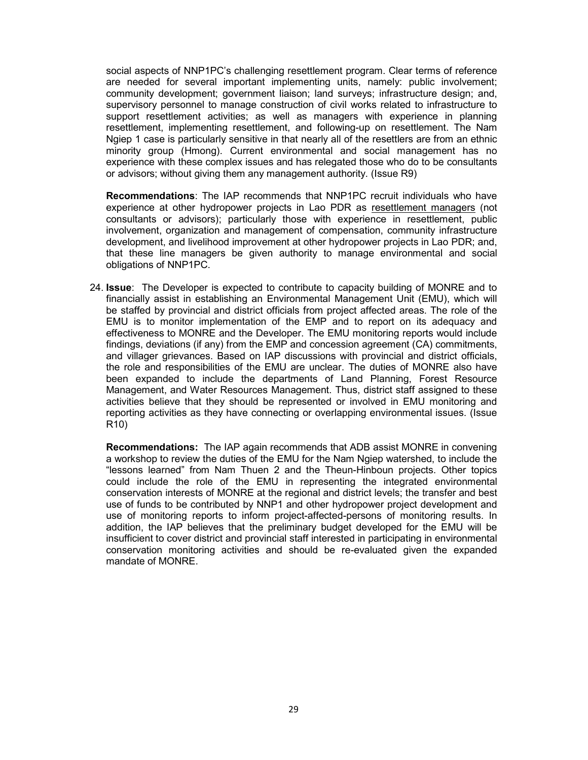social aspects of NNP1PC's challenging resettlement program. Clear terms of reference are needed for several important implementing units, namely: public involvement; community development; government liaison; land surveys; infrastructure design; and, supervisory personnel to manage construction of civil works related to infrastructure to support resettlement activities; as well as managers with experience in planning resettlement, implementing resettlement, and following-up on resettlement. The Nam Ngiep 1 case is particularly sensitive in that nearly all of the resettlers are from an ethnic minority group (Hmong). Current environmental and social management has no experience with these complex issues and has relegated those who do to be consultants or advisors; without giving them any management authority. (Issue R9)

**Recommendations**: The IAP recommends that NNP1PC recruit individuals who have experience at other hydropower projects in Lao PDR as resettlement managers (not consultants or advisors); particularly those with experience in resettlement, public involvement, organization and management of compensation, community infrastructure development, and livelihood improvement at other hydropower projects in Lao PDR; and, that these line managers be given authority to manage environmental and social obligations of NNP1PC.

24. **Issue**: The Developer is expected to contribute to capacity building of MONRE and to financially assist in establishing an Environmental Management Unit (EMU), which will be staffed by provincial and district officials from project affected areas. The role of the EMU is to monitor implementation of the EMP and to report on its adequacy and effectiveness to MONRE and the Developer. The EMU monitoring reports would include findings, deviations (if any) from the EMP and concession agreement (CA) commitments, and villager grievances. Based on IAP discussions with provincial and district officials, the role and responsibilities of the EMU are unclear. The duties of MONRE also have been expanded to include the departments of Land Planning, Forest Resource Management, and Water Resources Management. Thus, district staff assigned to these activities believe that they should be represented or involved in EMU monitoring and reporting activities as they have connecting or overlapping environmental issues. (Issue R10)

    **Recommendations:** The IAP again recommends that ADB assist MONRE in convening a workshop to review the duties of the EMU for the Nam Ngiep watershed, to include the "lessons learned" from Nam Thuen 2 and the Theun-Hinboun projects. Other topics could include the role of the EMU in representing the integrated environmental conservation interests of MONRE at the regional and district levels; the transfer and best use of funds to be contributed by NNP1 and other hydropower project development and use of monitoring reports to inform project-affected-persons of monitoring results. In addition, the IAP believes that the preliminary budget developed for the EMU will be insufficient to cover district and provincial staff interested in participating in environmental conservation monitoring activities and should be re-evaluated given the expanded mandate of MONRE.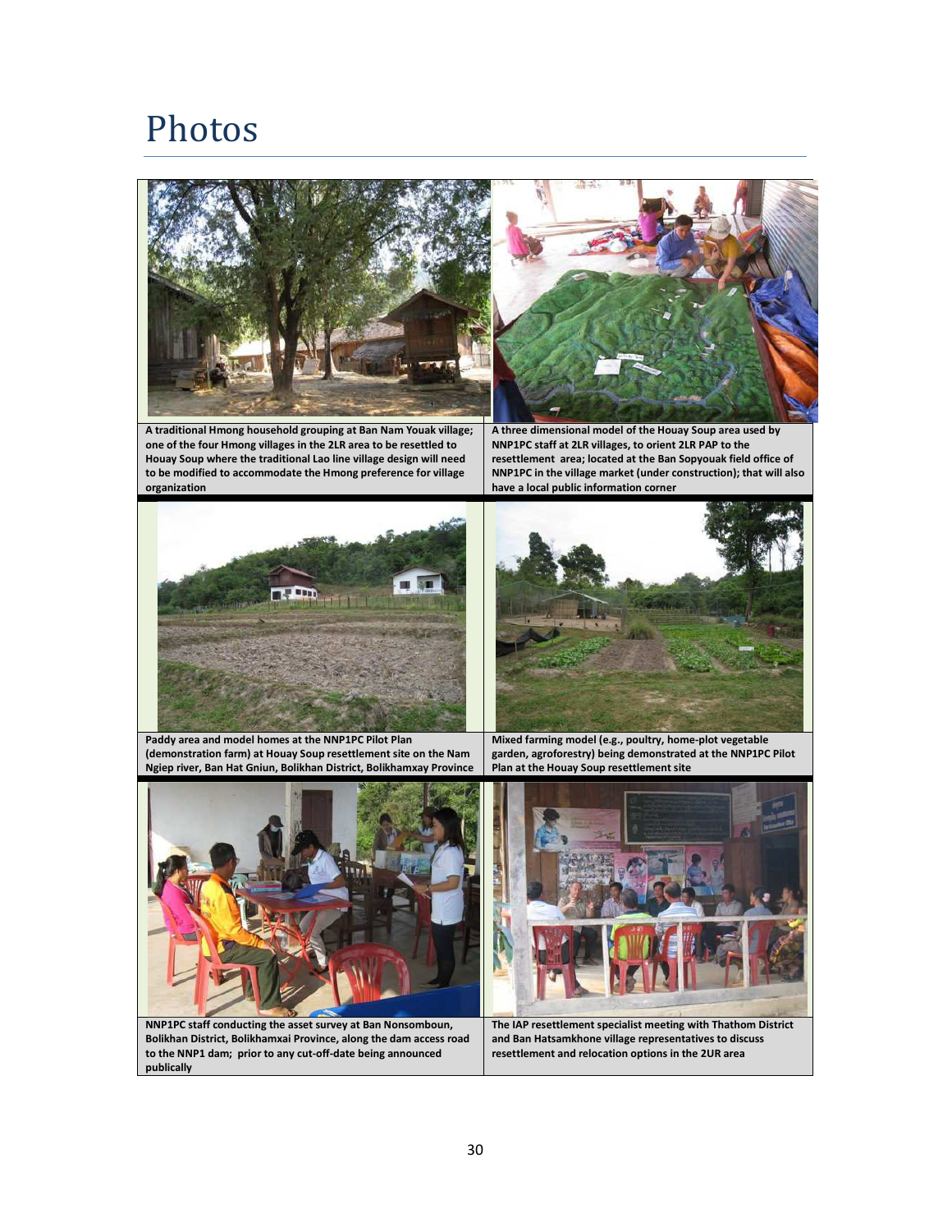# Photos

A traditional Hmong household grouping at Ban Nam Youak village; one of the four Hmong villages in the 2LR area to be resettled to Houay Soup where the traditional Lao line village design will need to be modified to accommodate the Hmong preference for village organization

A three dimensional model of the Houay Soup area used by NNP1PC staff at 2LR villages, to orient 2LR PAP to the resettlement area; located at the Ban Sopyouak field office of NNP1PC in the village market (under construction); that will also have a local public information corner

Paddy area and model homes at the NNP1PC Pilot Plan (demonstration farm) at Houay Soup resettlement site on the Nam Ngiep river, Ban Hat Gniun, Bolikhan District, Bolikhamxay Province

Mixed farming model (e.g., poultry, home-plot vegetable garden, agroforestry) being demonstrated at the NNP1PC Pilot Plan at the Houay Soup resettlement site

NNP1PC staff conducting the asset survey at Ban Nonsomboun, Bolikhan District, Bolikhamxai Province, along the dam access road to the NNP1 dam; prior to any cut-off-date being announced publically

The IAP resettlement specialist meeting with Thathom District and Ban Hatsamkhone village representatives to discuss resettlement and relocation options in the 2UR area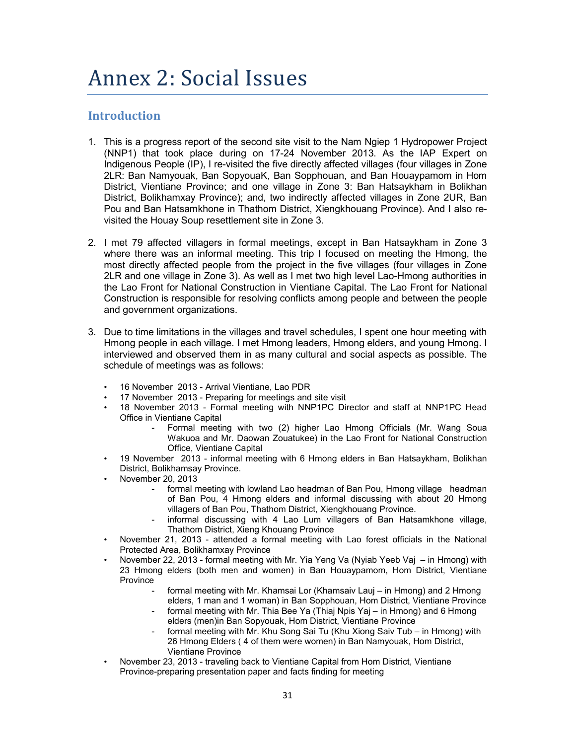# Annex 2: Social Issues

## Introduction

1. This is a progress report of the second site visit to the Nam Ngiep 1 Hydropower Project (NNP1) that took place during on 17-24 November 2013. As the IAP Expert on Indigenous People (IP), I re-visited the five directly affected villages (four villages in Zone 2LR: Ban Namyouak, Ban SopyouaK, Ban Sopphouan, and Ban Houaypamom in Hom District, Vientiane Province; and one village in Zone 3: Ban Hatsaykham in Bolikhan District, Bolikhamxay Province); and, two indirectly affected villages in Zone 2UR, Ban Pou and Ban Hatsamkhone in Thathom District, Xiengkhouang Province). And I also re-visited the Houay Soup resettlement site in Zone 3.

2. I met 79 affected villagers in formal meetings, except in Ban Hatsaykham in Zone 3 where there was an informal meeting. This trip I focused on meeting the Hmong, the most directly affected people from the project in the five villages (four villages in Zone 2LR and one village in Zone 3). As well as I met two high level Lao-Hmong authorities in the Lao Front for National Construction in Vientiane Capital. The Lao Front for National Construction is responsible for resolving conflicts among people and between the people and government organizations.

3. Due to time limitations in the villages and travel schedules, I spent one hour meeting with Hmong people in each village. I met Hmong leaders, Hmong elders, and young Hmong. I interviewed and observed them in as many cultural and social aspects as possible. The schedule of meetings was as follows:

   - 16 November 2013 - Arrival Vientiane, Lao PDR
   - 17 November 2013 - Preparing for meetings and site visit
   - 18 November 2013 - Formal meeting with NNP1PC Director and staff at NNP1PC Head Office in Vientiane Capital
     - Formal meeting with two (2) higher Lao Hmong Officials (Mr. Wang Soua Wakuoa and Mr. Daowan Zouatukee) in the Lao Front for National Construction Office, Vientiane Capital
   - 19 November 2013 - informal meeting with 6 Hmong elders in Ban Hatsaykham, Bolikhan District, Bolikhamsay Province.
   - November 20, 2013
     - formal meeting with lowland Lao headman of Ban Pou, Hmong village headman of Ban Pou, 4 Hmong elders and informal discussing with about 20 Hmong villagers of Ban Pou, Thathom District, Xiengkhouang Province.
     - informal discussing with 4 Lao Lum villagers of Ban Hatsamkhone village, Thathom District, Xieng Khouang Province
   - November 21, 2013 - attended a formal meeting with Lao forest officials in the National Protected Area, Bolikhamxay Province
   - November 22, 2013 - formal meeting with Mr. Yia Yeng Va (Nyiab Yeeb Vaj – in Hmong) with 23 Hmong elders (both men and women) in Ban Houaypamom, Hom District, Vientiane Province
     - formal meeting with Mr. Khamsai Lor (Khamsaiv Lauj – in Hmong) and 2 Hmong elders, 1 man and 1 woman) in Ban Sopphouan, Hom District, Vientiane Province
     - formal meeting with Mr. Thia Bee Ya (Thiaj Npis Yaj – in Hmong) and 6 Hmong elders (men)in Ban Sopyouak, Hom District, Vientiane Province
     - formal meeting with Mr. Khu Song Sai Tu (Khu Xiong Saiv Tub – in Hmong) with 26 Hmong Elders ( 4 of them were women) in Ban Namyouak, Hom District, Vientiane Province
   - November 23, 2013 - traveling back to Vientiane Capital from Hom District, Vientiane Province-preparing presentation paper and facts finding for meeting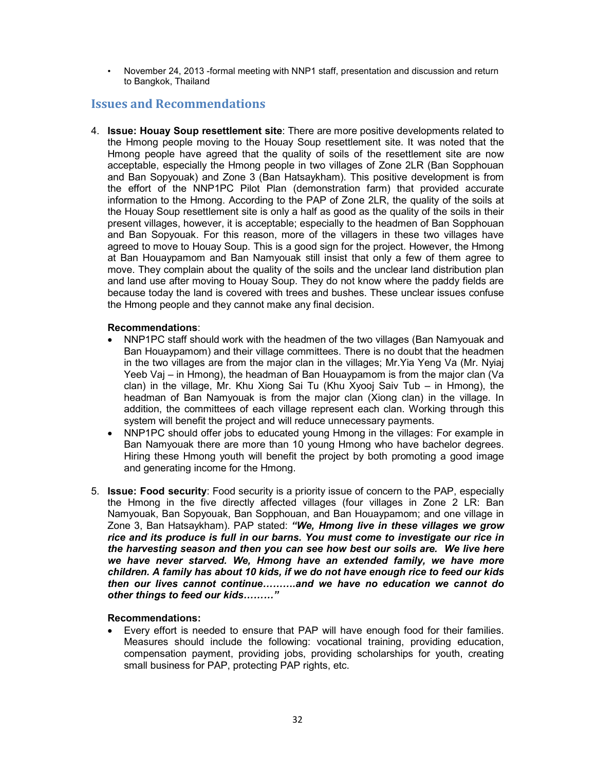- November 24, 2013 -formal meeting with NNP1 staff, presentation and discussion and return to Bangkok, Thailand

## Issues and Recommendations

4. **Issue: Houay Soup resettlement site**: There are more positive developments related to the Hmong people moving to the Houay Soup resettlement site. It was noted that the Hmong people have agreed that the quality of soils of the resettlement site are now acceptable, especially the Hmong people in two villages of Zone 2LR (Ban Sopphouan and Ban Sopyouak) and Zone 3 (Ban Hatsaykham). This positive development is from the effort of the NNP1PC Pilot Plan (demonstration farm) that provided accurate information to the Hmong. According to the PAP of Zone 2LR, the quality of the soils at the Houay Soup resettlement site is only a half as good as the quality of the soils in their present villages, however, it is acceptable; especially to the headmen of Ban Sopphouan and Ban Sopyouak. For this reason, more of the villagers in these two villages have agreed to move to Houay Soup. This is a good sign for the project. However, the Hmong at Ban Houaypamom and Ban Namyouak still insist that only a few of them agree to move. They complain about the quality of the soils and the unclear land distribution plan and land use after moving to Houay Soup. They do not know where the paddy fields are because today the land is covered with trees and bushes. These unclear issues confuse the Hmong people and they cannot make any final decision.

   **Recommendations**:
   - NNP1PC staff should work with the headmen of the two villages (Ban Namyouak and Ban Houaypamom) and their village committees. There is no doubt that the headmen in the two villages are from the major clan in the villages; Mr.Yia Yeng Va (Mr. Nyiaj Yeeb Vaj – in Hmong), the headman of Ban Houaypamom is from the major clan (Va clan) in the village, Mr. Khu Xiong Sai Tu (Khu Xyooj Saiv Tub – in Hmong), the headman of Ban Namyouak is from the major clan (Xiong clan) in the village. In addition, the committees of each village represent each clan. Working through this system will benefit the project and will reduce unnecessary payments.
   - NNP1PC should offer jobs to educated young Hmong in the villages: For example in Ban Namyouak there are more than 10 young Hmong who have bachelor degrees. Hiring these Hmong youth will benefit the project by both promoting a good image and generating income for the Hmong.

5. **Issue: Food security**: Food security is a priority issue of concern to the PAP, especially the Hmong in the five directly affected villages (four villages in Zone 2 LR: Ban Namyouak, Ban Sopyouak, Ban Sopphouan, and Ban Houaypamom; and one village in Zone 3, Ban Hatsaykham). PAP stated: ***"We, Hmong live in these villages we grow rice and its produce is full in our barns. You must come to investigate our rice in the harvesting season and then you can see how best our soils are. We live here we have never starved. We, Hmong have an extended family, we have more children. A family has about 10 kids, if we do not have enough rice to feed our kids then our lives cannot continue……….and we have no education we cannot do other things to feed our kids………"***

   **Recommendations:**
   - Every effort is needed to ensure that PAP will have enough food for their families. Measures should include the following: vocational training, providing education, compensation payment, providing jobs, providing scholarships for youth, creating small business for PAP, protecting PAP rights, etc.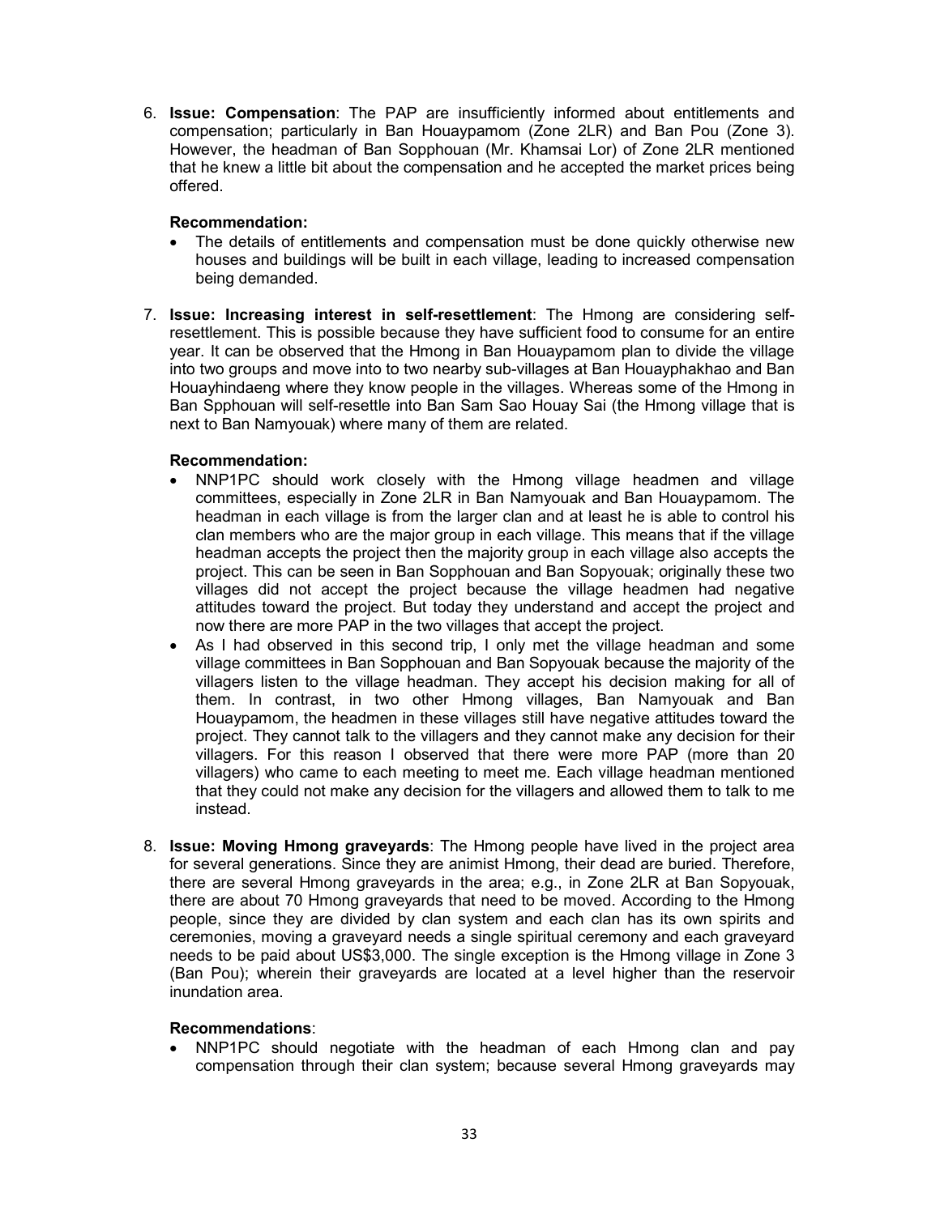6. **Issue: Compensation**: The PAP are insufficiently informed about entitlements and compensation; particularly in Ban Houaypamom (Zone 2LR) and Ban Pou (Zone 3). However, the headman of Ban Sopphouan (Mr. Khamsai Lor) of Zone 2LR mentioned that he knew a little bit about the compensation and he accepted the market prices being offered.

   **Recommendation:**

   - The details of entitlements and compensation must be done quickly otherwise new houses and buildings will be built in each village, leading to increased compensation being demanded.

7. **Issue: Increasing interest in self-resettlement**: The Hmong are considering self-resettlement. This is possible because they have sufficient food to consume for an entire year. It can be observed that the Hmong in Ban Houaypamom plan to divide the village into two groups and move into to two nearby sub-villages at Ban Houayphakhao and Ban Houayhindaeng where they know people in the villages. Whereas some of the Hmong in Ban Spphouan will self-resettle into Ban Sam Sao Houay Sai (the Hmong village that is next to Ban Namyouak) where many of them are related.

   **Recommendation:**

   - NNP1PC should work closely with the Hmong village headmen and village committees, especially in Zone 2LR in Ban Namyouak and Ban Houaypamom. The headman in each village is from the larger clan and at least he is able to control his clan members who are the major group in each village. This means that if the village headman accepts the project then the majority group in each village also accepts the project. This can be seen in Ban Sopphouan and Ban Sopyouak; originally these two villages did not accept the project because the village headmen had negative attitudes toward the project. But today they understand and accept the project and now there are more PAP in the two villages that accept the project.
   - As I had observed in this second trip, I only met the village headman and some village committees in Ban Sopphouan and Ban Sopyouak because the majority of the villagers listen to the village headman. They accept his decision making for all of them. In contrast, in two other Hmong villages, Ban Namyouak and Ban Houaypamom, the headmen in these villages still have negative attitudes toward the project. They cannot talk to the villagers and they cannot make any decision for their villagers. For this reason I observed that there were more PAP (more than 20 villagers) who came to each meeting to meet me. Each village headman mentioned that they could not make any decision for the villagers and allowed them to talk to me instead.

8. **Issue: Moving Hmong graveyards**: The Hmong people have lived in the project area for several generations. Since they are animist Hmong, their dead are buried. Therefore, there are several Hmong graveyards in the area; e.g., in Zone 2LR at Ban Sopyouak, there are about 70 Hmong graveyards that need to be moved. According to the Hmong people, since they are divided by clan system and each clan has its own spirits and ceremonies, moving a graveyard needs a single spiritual ceremony and each graveyard needs to be paid about US$3,000. The single exception is the Hmong village in Zone 3 (Ban Pou); wherein their graveyards are located at a level higher than the reservoir inundation area.

   **Recommendations**:

   - NNP1PC should negotiate with the headman of each Hmong clan and pay compensation through their clan system; because several Hmong graveyards may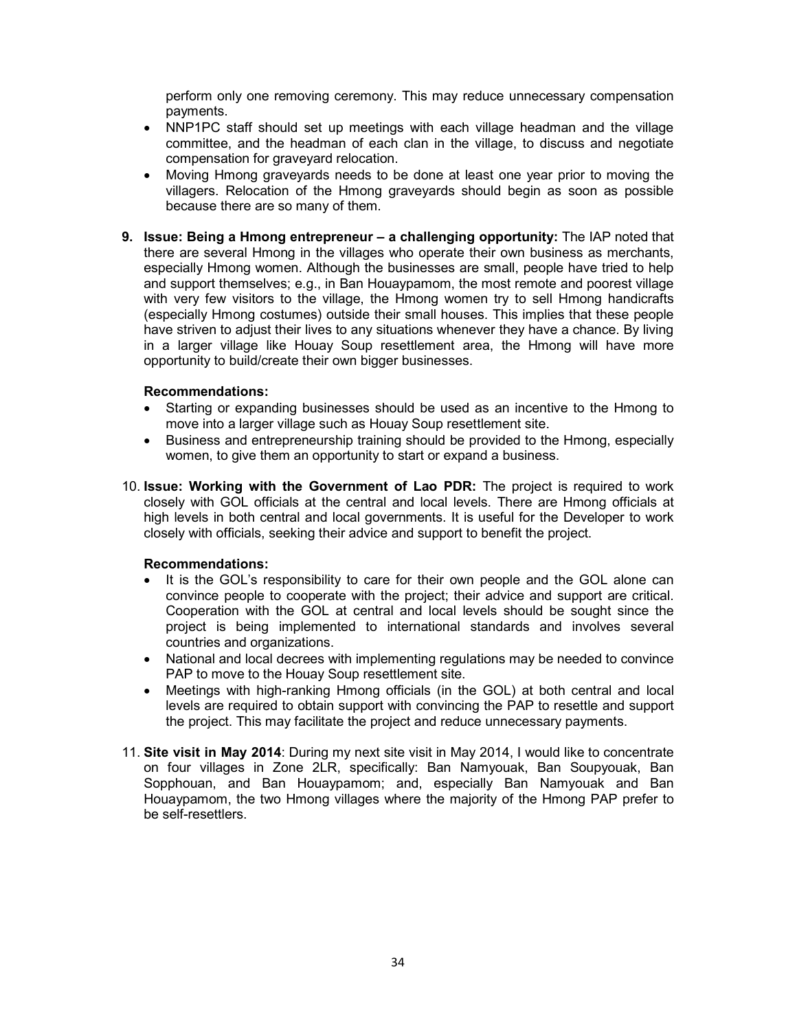perform only one removing ceremony. This may reduce unnecessary compensation payments.

- NNP1PC staff should set up meetings with each village headman and the village committee, and the headman of each clan in the village, to discuss and negotiate compensation for graveyard relocation.
- Moving Hmong graveyards needs to be done at least one year prior to moving the villagers. Relocation of the Hmong graveyards should begin as soon as possible because there are so many of them.

9. **Issue: Being a Hmong entrepreneur – a challenging opportunity:** The IAP noted that there are several Hmong in the villages who operate their own business as merchants, especially Hmong women. Although the businesses are small, people have tried to help and support themselves; e.g., in Ban Houaypamom, the most remote and poorest village with very few visitors to the village, the Hmong women try to sell Hmong handicrafts (especially Hmong costumes) outside their small houses. This implies that these people have striven to adjust their lives to any situations whenever they have a chance. By living in a larger village like Houay Soup resettlement area, the Hmong will have more opportunity to build/create their own bigger businesses.

   **Recommendations:**
   - Starting or expanding businesses should be used as an incentive to the Hmong to move into a larger village such as Houay Soup resettlement site.
   - Business and entrepreneurship training should be provided to the Hmong, especially women, to give them an opportunity to start or expand a business.

10. **Issue: Working with the Government of Lao PDR:** The project is required to work closely with GOL officials at the central and local levels. There are Hmong officials at high levels in both central and local governments. It is useful for the Developer to work closely with officials, seeking their advice and support to benefit the project.

    **Recommendations:**
    - It is the GOL's responsibility to care for their own people and the GOL alone can convince people to cooperate with the project; their advice and support are critical. Cooperation with the GOL at central and local levels should be sought since the project is being implemented to international standards and involves several countries and organizations.
    - National and local decrees with implementing regulations may be needed to convince PAP to move to the Houay Soup resettlement site.
    - Meetings with high-ranking Hmong officials (in the GOL) at both central and local levels are required to obtain support with convincing the PAP to resettle and support the project. This may facilitate the project and reduce unnecessary payments.

11. **Site visit in May 2014**: During my next site visit in May 2014, I would like to concentrate on four villages in Zone 2LR, specifically: Ban Namyouak, Ban Soupyouak, Ban Sopphouan, and Ban Houaypamom; and, especially Ban Namyouak and Ban Houaypamom, the two Hmong villages where the majority of the Hmong PAP prefer to be self-resettlers.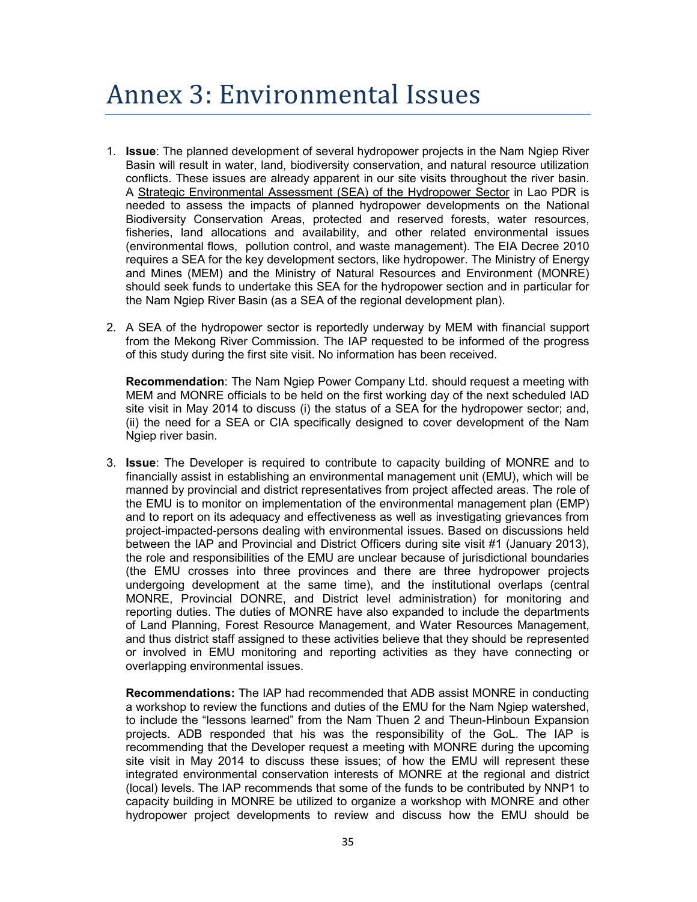# Annex 3: Environmental Issues

1. **Issue**: The planned development of several hydropower projects in the Nam Ngiep River Basin will result in water, land, biodiversity conservation, and natural resource utilization conflicts. These issues are already apparent in our site visits throughout the river basin. A Strategic Environmental Assessment (SEA) of the Hydropower Sector in Lao PDR is needed to assess the impacts of planned hydropower developments on the National Biodiversity Conservation Areas, protected and reserved forests, water resources, fisheries, land allocations and availability, and other related environmental issues (environmental flows, pollution control, and waste management). The EIA Decree 2010 requires a SEA for the key development sectors, like hydropower. The Ministry of Energy and Mines (MEM) and the Ministry of Natural Resources and Environment (MONRE) should seek funds to undertake this SEA for the hydropower section and in particular for the Nam Ngiep River Basin (as a SEA of the regional development plan).

2. A SEA of the hydropower sector is reportedly underway by MEM with financial support from the Mekong River Commission. The IAP requested to be informed of the progress of this study during the first site visit. No information has been received.

   **Recommendation**: The Nam Ngiep Power Company Ltd. should request a meeting with MEM and MONRE officials to be held on the first working day of the next scheduled IAD site visit in May 2014 to discuss (i) the status of a SEA for the hydropower sector; and, (ii) the need for a SEA or CIA specifically designed to cover development of the Nam Ngiep river basin.

3. **Issue**: The Developer is required to contribute to capacity building of MONRE and to financially assist in establishing an environmental management unit (EMU), which will be manned by provincial and district representatives from project affected areas. The role of the EMU is to monitor on implementation of the environmental management plan (EMP) and to report on its adequacy and effectiveness as well as investigating grievances from project-impacted-persons dealing with environmental issues. Based on discussions held between the IAP and Provincial and District Officers during site visit #1 (January 2013), the role and responsibilities of the EMU are unclear because of jurisdictional boundaries (the EMU crosses into three provinces and there are three hydropower projects undergoing development at the same time), and the institutional overlaps (central MONRE, Provincial DONRE, and District level administration) for monitoring and reporting duties. The duties of MONRE have also expanded to include the departments of Land Planning, Forest Resource Management, and Water Resources Management, and thus district staff assigned to these activities believe that they should be represented or involved in EMU monitoring and reporting activities as they have connecting or overlapping environmental issues.

   **Recommendations:** The IAP had recommended that ADB assist MONRE in conducting a workshop to review the functions and duties of the EMU for the Nam Ngiep watershed, to include the "lessons learned" from the Nam Thuen 2 and Theun-Hinboun Expansion projects. ADB responded that his was the responsibility of the GoL. The IAP is recommending that the Developer request a meeting with MONRE during the upcoming site visit in May 2014 to discuss these issues; of how the EMU will represent these integrated environmental conservation interests of MONRE at the regional and district (local) levels. The IAP recommends that some of the funds to be contributed by NNP1 to capacity building in MONRE be utilized to organize a workshop with MONRE and other hydropower project developments to review and discuss how the EMU should be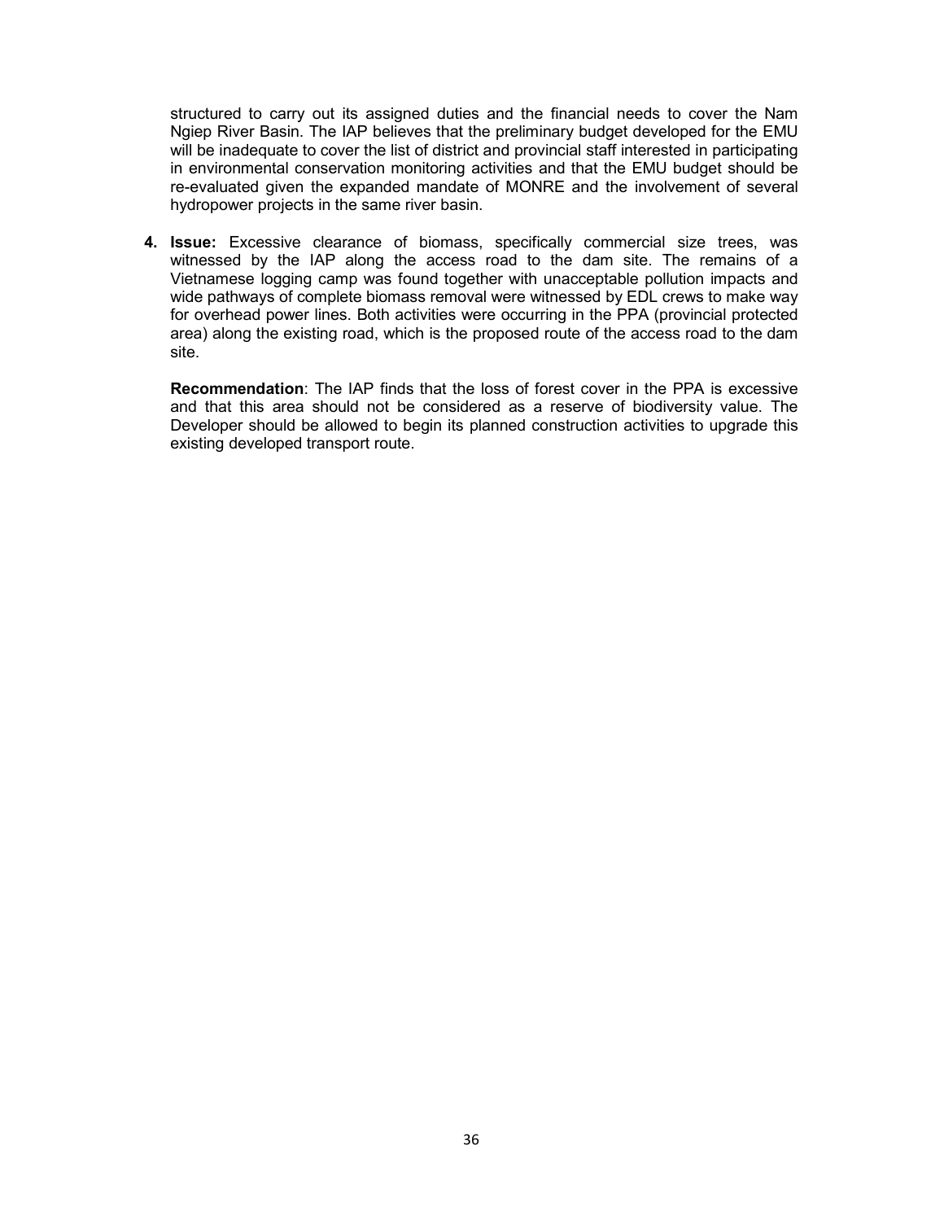structured to carry out its assigned duties and the financial needs to cover the Nam Ngiep River Basin. The IAP believes that the preliminary budget developed for the EMU will be inadequate to cover the list of district and provincial staff interested in participating in environmental conservation monitoring activities and that the EMU budget should be re-evaluated given the expanded mandate of MONRE and the involvement of several hydropower projects in the same river basin.

4. **Issue:** Excessive clearance of biomass, specifically commercial size trees, was witnessed by the IAP along the access road to the dam site. The remains of a Vietnamese logging camp was found together with unacceptable pollution impacts and wide pathways of complete biomass removal were witnessed by EDL crews to make way for overhead power lines. Both activities were occurring in the PPA (provincial protected area) along the existing road, which is the proposed route of the access road to the dam site.

   **Recommendation**: The IAP finds that the loss of forest cover in the PPA is excessive and that this area should not be considered as a reserve of biodiversity value. The Developer should be allowed to begin its planned construction activities to upgrade this existing developed transport route.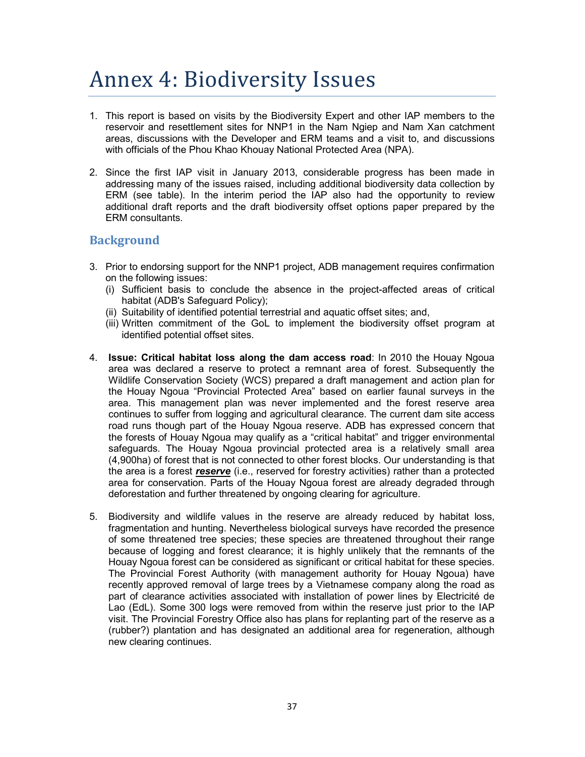# Annex 4: Biodiversity Issues

1. This report is based on visits by the Biodiversity Expert and other IAP members to the reservoir and resettlement sites for NNP1 in the Nam Ngiep and Nam Xan catchment areas, discussions with the Developer and ERM teams and a visit to, and discussions with officials of the Phou Khao Khouay National Protected Area (NPA).

2. Since the first IAP visit in January 2013, considerable progress has been made in addressing many of the issues raised, including additional biodiversity data collection by ERM (see table). In the interim period the IAP also had the opportunity to review additional draft reports and the draft biodiversity offset options paper prepared by the ERM consultants.

## Background

3. Prior to endorsing support for the NNP1 project, ADB management requires confirmation on the following issues:
   (i) Sufficient basis to conclude the absence in the project-affected areas of critical habitat (ADB's Safeguard Policy);
   (ii) Suitability of identified potential terrestrial and aquatic offset sites; and,
   (iii) Written commitment of the GoL to implement the biodiversity offset program at identified potential offset sites.

4. **Issue: Critical habitat loss along the dam access road**: In 2010 the Houay Ngoua area was declared a reserve to protect a remnant area of forest. Subsequently the Wildlife Conservation Society (WCS) prepared a draft management and action plan for the Houay Ngoua "Provincial Protected Area" based on earlier faunal surveys in the area. This management plan was never implemented and the forest reserve area continues to suffer from logging and agricultural clearance. The current dam site access road runs though part of the Houay Ngoua reserve. ADB has expressed concern that the forests of Houay Ngoua may qualify as a "critical habitat" and trigger environmental safeguards. The Houay Ngoua provincial protected area is a relatively small area (4,900ha) of forest that is not connected to other forest blocks. Our understanding is that the area is a forest ***reserve*** (i.e., reserved for forestry activities) rather than a protected area for conservation. Parts of the Houay Ngoua forest are already degraded through deforestation and further threatened by ongoing clearing for agriculture.

5. Biodiversity and wildlife values in the reserve are already reduced by habitat loss, fragmentation and hunting. Nevertheless biological surveys have recorded the presence of some threatened tree species; these species are threatened throughout their range because of logging and forest clearance; it is highly unlikely that the remnants of the Houay Ngoua forest can be considered as significant or critical habitat for these species. The Provincial Forest Authority (with management authority for Houay Ngoua) have recently approved removal of large trees by a Vietnamese company along the road as part of clearance activities associated with installation of power lines by Electricité de Lao (EdL). Some 300 logs were removed from within the reserve just prior to the IAP visit. The Provincial Forestry Office also has plans for replanting part of the reserve as a (rubber?) plantation and has designated an additional area for regeneration, although new clearing continues.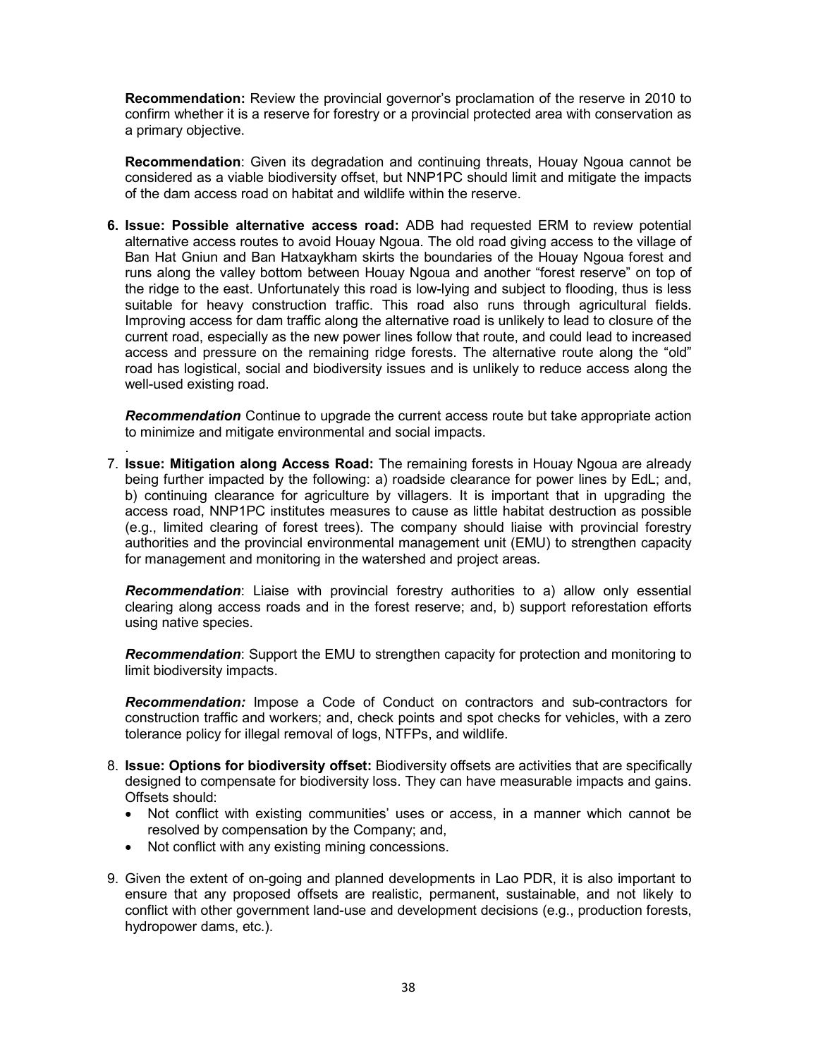**Recommendation:** Review the provincial governor's proclamation of the reserve in 2010 to confirm whether it is a reserve for forestry or a provincial protected area with conservation as a primary objective.

**Recommendation**: Given its degradation and continuing threats, Houay Ngoua cannot be considered as a viable biodiversity offset, but NNP1PC should limit and mitigate the impacts of the dam access road on habitat and wildlife within the reserve.

6. **Issue: Possible alternative access road:** ADB had requested ERM to review potential alternative access routes to avoid Houay Ngoua. The old road giving access to the village of Ban Hat Gniun and Ban Hatxaykham skirts the boundaries of the Houay Ngoua forest and runs along the valley bottom between Houay Ngoua and another "forest reserve" on top of the ridge to the east. Unfortunately this road is low-lying and subject to flooding, thus is less suitable for heavy construction traffic. This road also runs through agricultural fields. Improving access for dam traffic along the alternative road is unlikely to lead to closure of the current road, especially as the new power lines follow that route, and could lead to increased access and pressure on the remaining ridge forests. The alternative route along the "old" road has logistical, social and biodiversity issues and is unlikely to reduce access along the well-used existing road.

   ***Recommendation*** Continue to upgrade the current access route but take appropriate action to minimize and mitigate environmental and social impacts.

7. **Issue: Mitigation along Access Road:** The remaining forests in Houay Ngoua are already being further impacted by the following: a) roadside clearance for power lines by EdL; and, b) continuing clearance for agriculture by villagers. It is important that in upgrading the access road, NNP1PC institutes measures to cause as little habitat destruction as possible (e.g., limited clearing of forest trees). The company should liaise with provincial forestry authorities and the provincial environmental management unit (EMU) to strengthen capacity for management and monitoring in the watershed and project areas.

   ***Recommendation***: Liaise with provincial forestry authorities to a) allow only essential clearing along access roads and in the forest reserve; and, b) support reforestation efforts using native species.

   ***Recommendation***: Support the EMU to strengthen capacity for protection and monitoring to limit biodiversity impacts.

   ***Recommendation:*** Impose a Code of Conduct on contractors and sub-contractors for construction traffic and workers; and, check points and spot checks for vehicles, with a zero tolerance policy for illegal removal of logs, NTFPs, and wildlife.

8. **Issue: Options for biodiversity offset:** Biodiversity offsets are activities that are specifically designed to compensate for biodiversity loss. They can have measurable impacts and gains. Offsets should:
   - Not conflict with existing communities' uses or access, in a manner which cannot be resolved by compensation by the Company; and,
   - Not conflict with any existing mining concessions.

9. Given the extent of on-going and planned developments in Lao PDR, it is also important to ensure that any proposed offsets are realistic, permanent, sustainable, and not likely to conflict with other government land-use and development decisions (e.g., production forests, hydropower dams, etc.).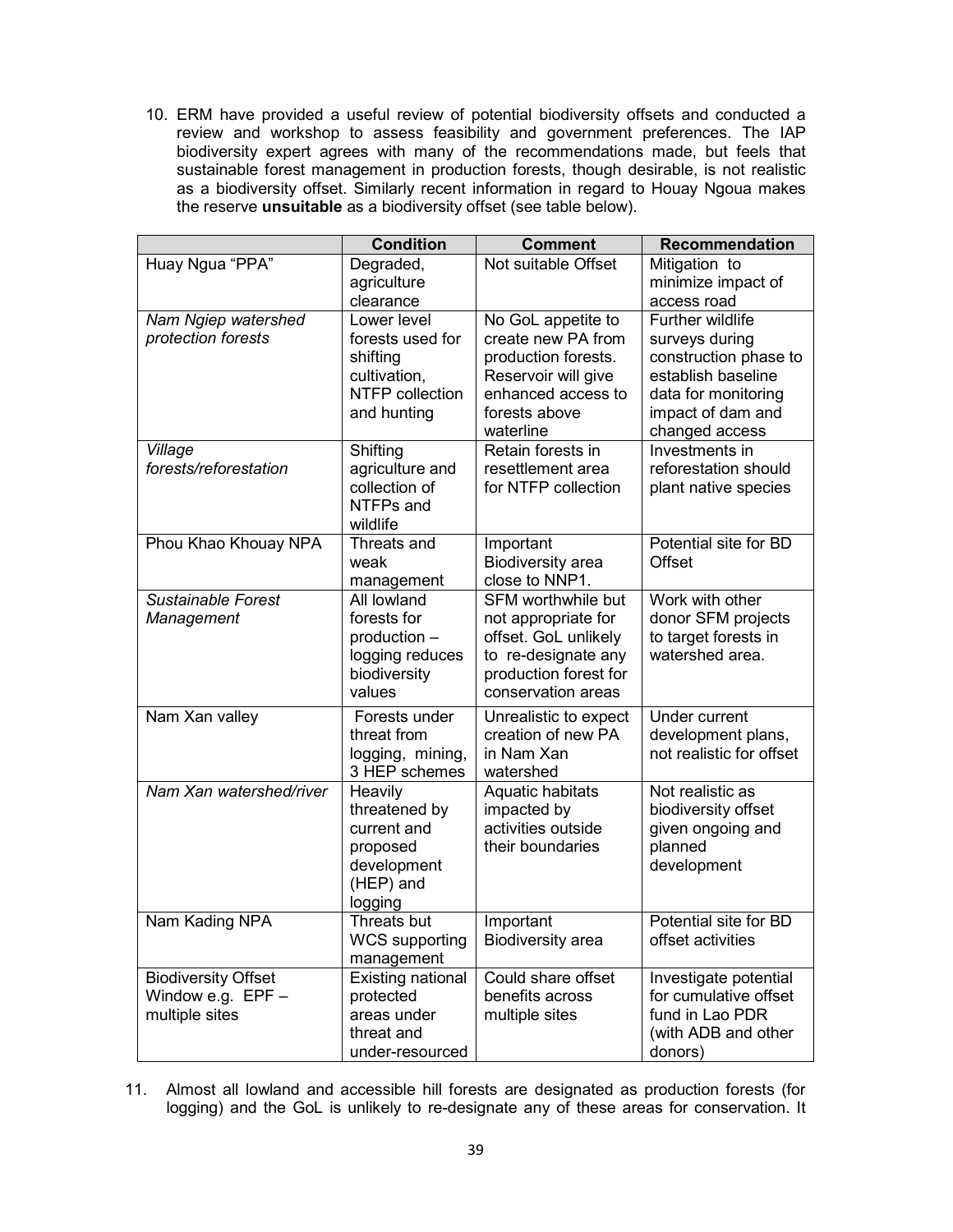10. ERM have provided a useful review of potential biodiversity offsets and conducted a review and workshop to assess feasibility and government preferences. The IAP biodiversity expert agrees with many of the recommendations made, but feels that sustainable forest management in production forests, though desirable, is not realistic as a biodiversity offset. Similarly recent information in regard to Houay Ngoua makes the reserve **unsuitable** as a biodiversity offset (see table below).

| | Condition | Comment | Recommendation |
|---|---|---|---|
| Huay Ngua "PPA" | Degraded, agriculture clearance | Not suitable Offset | Mitigation to minimize impact of access road |
| *Nam Ngiep watershed protection forests* | Lower level forests used for shifting cultivation, NTFP collection and hunting | No GoL appetite to create new PA from production forests. Reservoir will give enhanced access to forests above waterline | Further wildlife surveys during construction phase to establish baseline data for monitoring impact of dam and changed access |
| *Village forests/reforestation* | Shifting agriculture and collection of NTFPs and wildlife | Retain forests in resettlement area for NTFP collection | Investments in reforestation should plant native species |
| Phou Khao Khouay NPA | Threats and weak management | Important Biodiversity area close to NNP1. | Potential site for BD Offset |
| *Sustainable Forest Management* | All lowland forests for production – logging reduces biodiversity values | SFM worthwhile but not appropriate for offset. GoL unlikely to re-designate any production forest for conservation areas | Work with other donor SFM projects to target forests in watershed area. |
| Nam Xan valley | Forests under threat from logging, mining, 3 HEP schemes | Unrealistic to expect creation of new PA in Nam Xan watershed | Under current development plans, not realistic for offset |
| *Nam Xan watershed/river* | Heavily threatened by current and proposed development (HEP) and logging | Aquatic habitats impacted by activities outside their boundaries | Not realistic as biodiversity offset given ongoing and planned development |
| Nam Kading NPA | Threats but WCS supporting management | Important Biodiversity area | Potential site for BD offset activities |
| Biodiversity Offset Window e.g. EPF – multiple sites | Existing national protected areas under threat and under-resourced | Could share offset benefits across multiple sites | Investigate potential for cumulative offset fund in Lao PDR (with ADB and other donors) |

11. Almost all lowland and accessible hill forests are designated as production forests (for logging) and the GoL is unlikely to re-designate any of these areas for conservation. It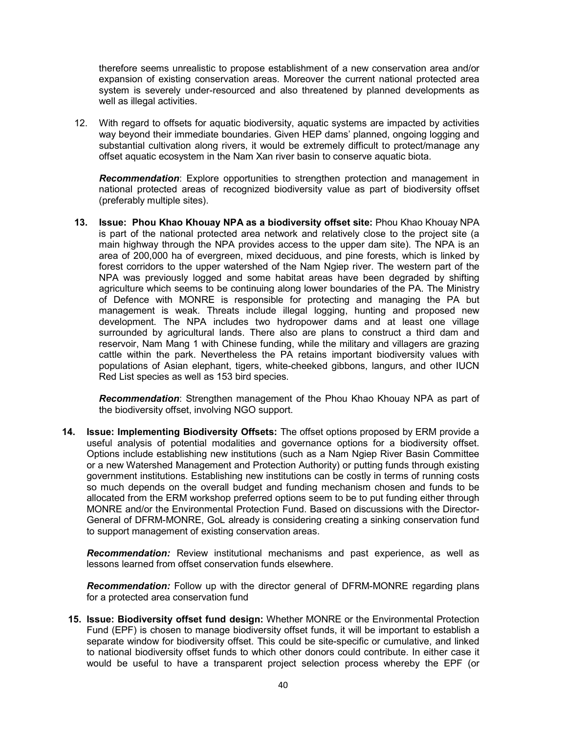therefore seems unrealistic to propose establishment of a new conservation area and/or expansion of existing conservation areas. Moreover the current national protected area system is severely under-resourced and also threatened by planned developments as well as illegal activities.

12. With regard to offsets for aquatic biodiversity, aquatic systems are impacted by activities way beyond their immediate boundaries. Given HEP dams' planned, ongoing logging and substantial cultivation along rivers, it would be extremely difficult to protect/manage any offset aquatic ecosystem in the Nam Xan river basin to conserve aquatic biota.

    ***Recommendation***: Explore opportunities to strengthen protection and management in national protected areas of recognized biodiversity value as part of biodiversity offset (preferably multiple sites).

13. **Issue: Phou Khao Khouay NPA as a biodiversity offset site:** Phou Khao Khouay NPA is part of the national protected area network and relatively close to the project site (a main highway through the NPA provides access to the upper dam site). The NPA is an area of 200,000 ha of evergreen, mixed deciduous, and pine forests, which is linked by forest corridors to the upper watershed of the Nam Ngiep river. The western part of the NPA was previously logged and some habitat areas have been degraded by shifting agriculture which seems to be continuing along lower boundaries of the PA. The Ministry of Defence with MONRE is responsible for protecting and managing the PA but management is weak. Threats include illegal logging, hunting and proposed new development. The NPA includes two hydropower dams and at least one village surrounded by agricultural lands. There also are plans to construct a third dam and reservoir, Nam Mang 1 with Chinese funding, while the military and villagers are grazing cattle within the park. Nevertheless the PA retains important biodiversity values with populations of Asian elephant, tigers, white-cheeked gibbons, langurs, and other IUCN Red List species as well as 153 bird species.

    ***Recommendation***: Strengthen management of the Phou Khao Khouay NPA as part of the biodiversity offset, involving NGO support.

14. **Issue: Implementing Biodiversity Offsets:** The offset options proposed by ERM provide a useful analysis of potential modalities and governance options for a biodiversity offset. Options include establishing new institutions (such as a Nam Ngiep River Basin Committee or a new Watershed Management and Protection Authority) or putting funds through existing government institutions. Establishing new institutions can be costly in terms of running costs so much depends on the overall budget and funding mechanism chosen and funds to be allocated from the ERM workshop preferred options seem to be to put funding either through MONRE and/or the Environmental Protection Fund. Based on discussions with the Director-General of DFRM-MONRE, GoL already is considering creating a sinking conservation fund to support management of existing conservation areas.

    ***Recommendation:*** Review institutional mechanisms and past experience, as well as lessons learned from offset conservation funds elsewhere.

    ***Recommendation:*** Follow up with the director general of DFRM-MONRE regarding plans for a protected area conservation fund

15. **Issue: Biodiversity offset fund design:** Whether MONRE or the Environmental Protection Fund (EPF) is chosen to manage biodiversity offset funds, it will be important to establish a separate window for biodiversity offset. This could be site-specific or cumulative, and linked to national biodiversity offset funds to which other donors could contribute. In either case it would be useful to have a transparent project selection process whereby the EPF (or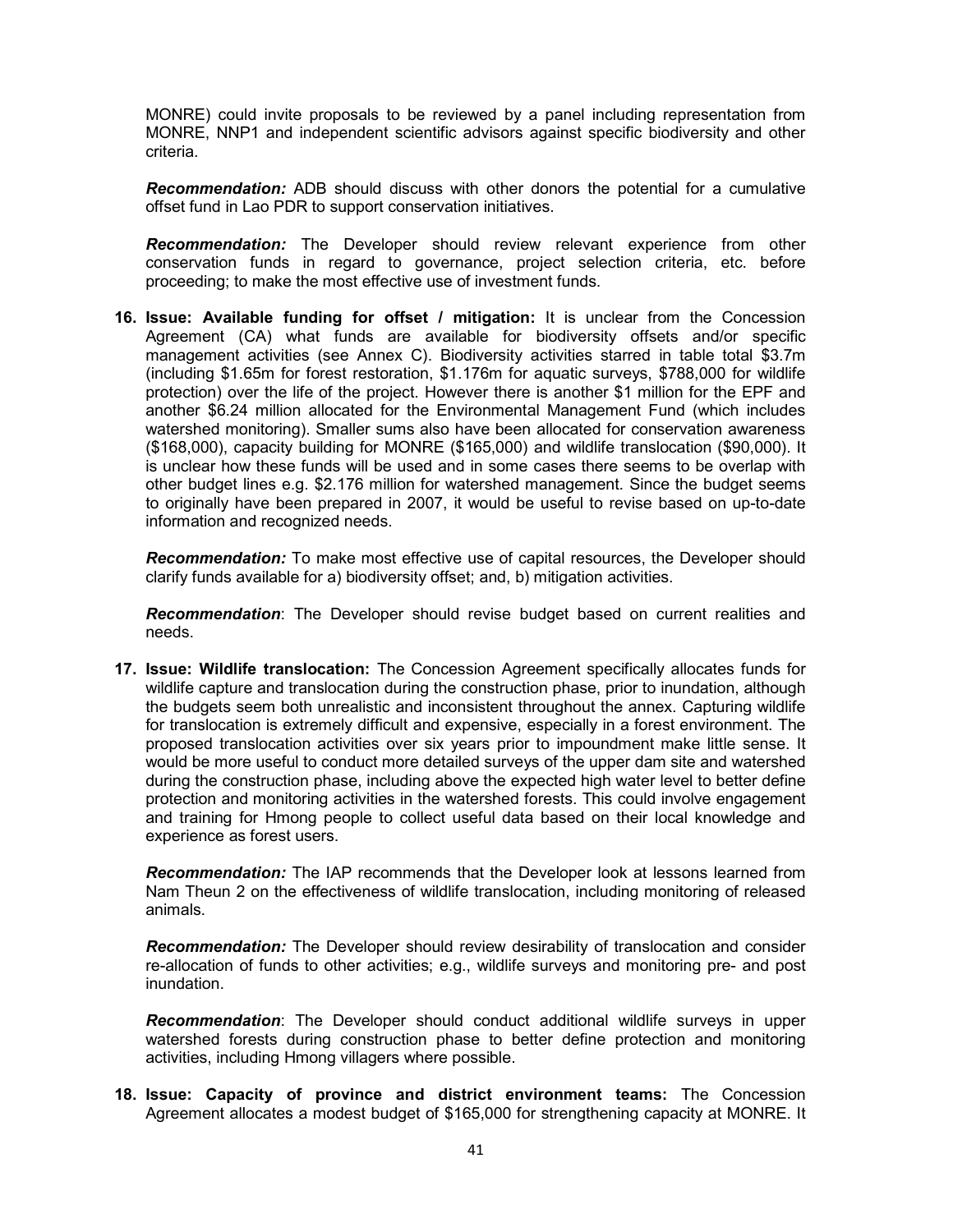MONRE) could invite proposals to be reviewed by a panel including representation from MONRE, NNP1 and independent scientific advisors against specific biodiversity and other criteria.

***Recommendation:*** ADB should discuss with other donors the potential for a cumulative offset fund in Lao PDR to support conservation initiatives.

***Recommendation:*** The Developer should review relevant experience from other conservation funds in regard to governance, project selection criteria, etc. before proceeding; to make the most effective use of investment funds.

16. **Issue: Available funding for offset / mitigation:** It is unclear from the Concession Agreement (CA) what funds are available for biodiversity offsets and/or specific management activities (see Annex C). Biodiversity activities starred in table total $3.7m (including $1.65m for forest restoration, $1.176m for aquatic surveys, $788,000 for wildlife protection) over the life of the project. However there is another $1 million for the EPF and another $6.24 million allocated for the Environmental Management Fund (which includes watershed monitoring). Smaller sums also have been allocated for conservation awareness ($168,000), capacity building for MONRE ($165,000) and wildlife translocation ($90,000). It is unclear how these funds will be used and in some cases there seems to be overlap with other budget lines e.g. $2.176 million for watershed management. Since the budget seems to originally have been prepared in 2007, it would be useful to revise based on up-to-date information and recognized needs.

    ***Recommendation:*** To make most effective use of capital resources, the Developer should clarify funds available for a) biodiversity offset; and, b) mitigation activities.

    ***Recommendation***: The Developer should revise budget based on current realities and needs.

17. **Issue: Wildlife translocation:** The Concession Agreement specifically allocates funds for wildlife capture and translocation during the construction phase, prior to inundation, although the budgets seem both unrealistic and inconsistent throughout the annex. Capturing wildlife for translocation is extremely difficult and expensive, especially in a forest environment. The proposed translocation activities over six years prior to impoundment make little sense. It would be more useful to conduct more detailed surveys of the upper dam site and watershed during the construction phase, including above the expected high water level to better define protection and monitoring activities in the watershed forests. This could involve engagement and training for Hmong people to collect useful data based on their local knowledge and experience as forest users.

    ***Recommendation:*** The IAP recommends that the Developer look at lessons learned from Nam Theun 2 on the effectiveness of wildlife translocation, including monitoring of released animals.

    ***Recommendation:*** The Developer should review desirability of translocation and consider re-allocation of funds to other activities; e.g., wildlife surveys and monitoring pre- and post inundation.

    ***Recommendation***: The Developer should conduct additional wildlife surveys in upper watershed forests during construction phase to better define protection and monitoring activities, including Hmong villagers where possible.

18. **Issue: Capacity of province and district environment teams:** The Concession Agreement allocates a modest budget of $165,000 for strengthening capacity at MONRE. It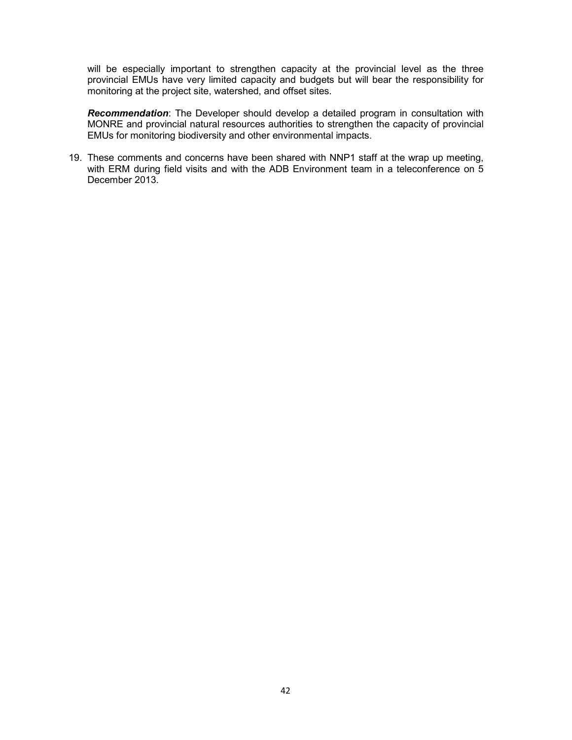will be especially important to strengthen capacity at the provincial level as the three provincial EMUs have very limited capacity and budgets but will bear the responsibility for monitoring at the project site, watershed, and offset sites.

***Recommendation***: The Developer should develop a detailed program in consultation with MONRE and provincial natural resources authorities to strengthen the capacity of provincial EMUs for monitoring biodiversity and other environmental impacts.

19. These comments and concerns have been shared with NNP1 staff at the wrap up meeting, with ERM during field visits and with the ADB Environment team in a teleconference on 5 December 2013.